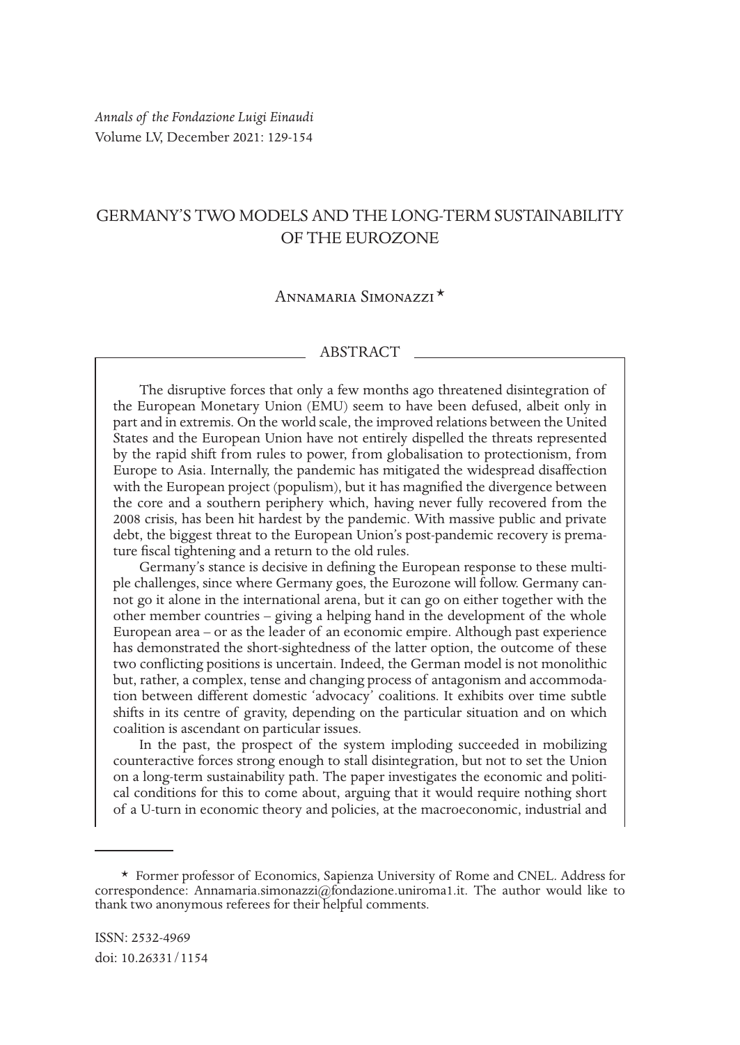*Annals of the Fondazione Luigi Einaudi*
Volume LV, December 2021: 129-154

# GERMANY'S TWO MODELS AND THE LONG-TERM SUSTAINABILITY OF THE EUROZONE

Annamaria Simonazzi *

## ABSTRACT

The disruptive forces that only a few months ago threatened disintegration of the European Monetary Union (EMU) seem to have been defused, albeit only in part and in extremis. On the world scale, the improved relations between the United States and the European Union have not entirely dispelled the threats represented by the rapid shift from rules to power, from globalisation to protectionism, from Europe to Asia. Internally, the pandemic has mitigated the widespread disaffection with the European project (populism), but it has magnified the divergence between the core and a southern periphery which, having never fully recovered from the 2008 crisis, has been hit hardest by the pandemic. With massive public and private debt, the biggest threat to the European Union's post-pandemic recovery is premature fiscal tightening and a return to the old rules.

Germany's stance is decisive in defining the European response to these multiple challenges, since where Germany goes, the Eurozone will follow. Germany cannot go it alone in the international arena, but it can go on either together with the other member countries – giving a helping hand in the development of the whole European area – or as the leader of an economic empire. Although past experience has demonstrated the short-sightedness of the latter option, the outcome of these two conflicting positions is uncertain. Indeed, the German model is not monolithic but, rather, a complex, tense and changing process of antagonism and accommodation between different domestic 'advocacy' coalitions. It exhibits over time subtle shifts in its centre of gravity, depending on the particular situation and on which coalition is ascendant on particular issues.

In the past, the prospect of the system imploding succeeded in mobilizing counteractive forces strong enough to stall disintegration, but not to set the Union on a long-term sustainability path. The paper investigates the economic and political conditions for this to come about, arguing that it would require nothing short of a U-turn in economic theory and policies, at the macroeconomic, industrial and

---

* Former professor of Economics, Sapienza University of Rome and CNEL. Address for correspondence: Annamaria.simonazzi@fondazione.uniroma1.it. The author would like to thank two anonymous referees for their helpful comments.

ISSN: 2532-4969
doi: 10.26331/1154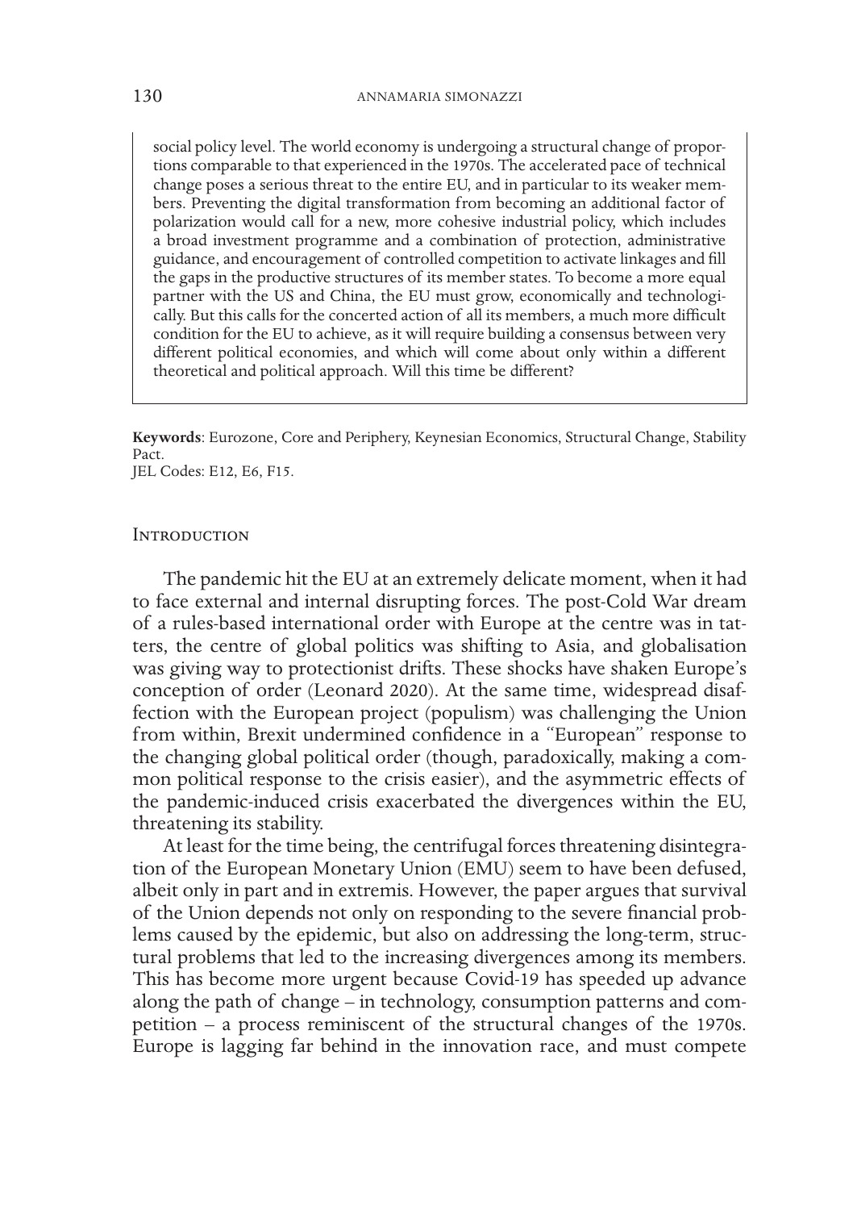social policy level. The world economy is undergoing a structural change of proportions comparable to that experienced in the 1970s. The accelerated pace of technical change poses a serious threat to the entire EU, and in particular to its weaker members. Preventing the digital transformation from becoming an additional factor of polarization would call for a new, more cohesive industrial policy, which includes a broad investment programme and a combination of protection, administrative guidance, and encouragement of controlled competition to activate linkages and fill the gaps in the productive structures of its member states. To become a more equal partner with the US and China, the EU must grow, economically and technologically. But this calls for the concerted action of all its members, a much more difficult condition for the EU to achieve, as it will require building a consensus between very different political economies, and which will come about only within a different theoretical and political approach. Will this time be different?

**Keywords**: Eurozone, Core and Periphery, Keynesian Economics, Structural Change, Stability Pact.
JEL Codes: E12, E6, F15.

## Introduction

The pandemic hit the EU at an extremely delicate moment, when it had to face external and internal disrupting forces. The post-Cold War dream of a rules-based international order with Europe at the centre was in tatters, the centre of global politics was shifting to Asia, and globalisation was giving way to protectionist drifts. These shocks have shaken Europe's conception of order (Leonard 2020). At the same time, widespread disaffection with the European project (populism) was challenging the Union from within, Brexit undermined confidence in a "European" response to the changing global political order (though, paradoxically, making a common political response to the crisis easier), and the asymmetric effects of the pandemic-induced crisis exacerbated the divergences within the EU, threatening its stability.

At least for the time being, the centrifugal forces threatening disintegration of the European Monetary Union (EMU) seem to have been defused, albeit only in part and in extremis. However, the paper argues that survival of the Union depends not only on responding to the severe financial problems caused by the epidemic, but also on addressing the long-term, structural problems that led to the increasing divergences among its members. This has become more urgent because Covid-19 has speeded up advance along the path of change – in technology, consumption patterns and competition – a process reminiscent of the structural changes of the 1970s. Europe is lagging far behind in the innovation race, and must compete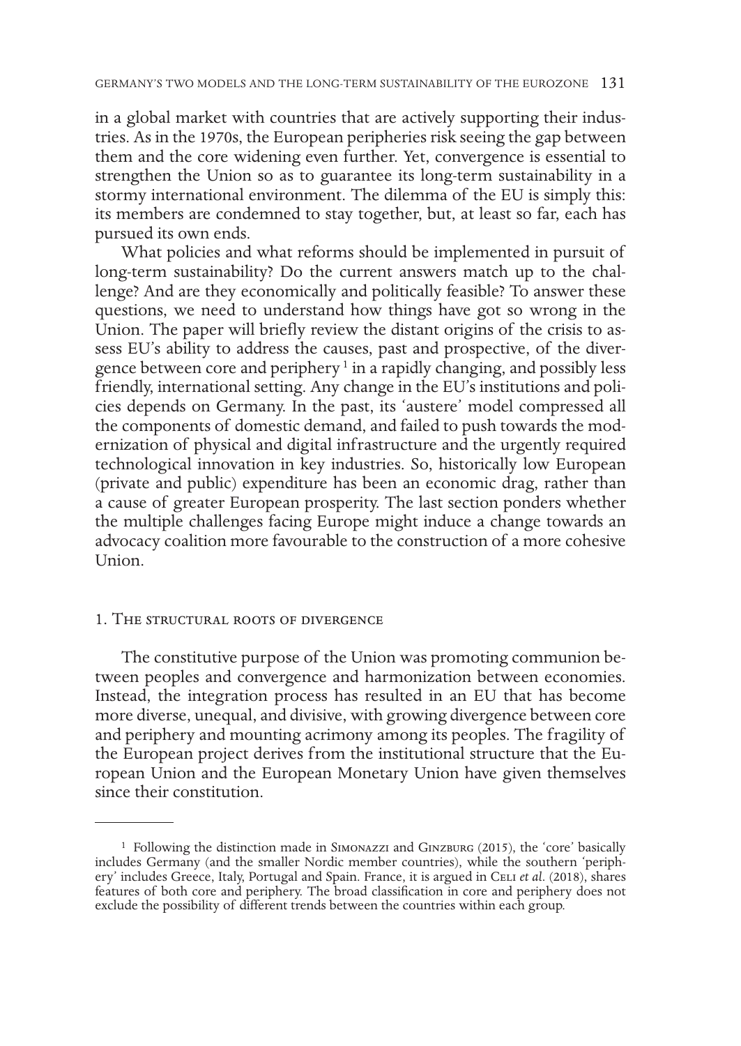in a global market with countries that are actively supporting their industries. As in the 1970s, the European peripheries risk seeing the gap between them and the core widening even further. Yet, convergence is essential to strengthen the Union so as to guarantee its long-term sustainability in a stormy international environment. The dilemma of the EU is simply this: its members are condemned to stay together, but, at least so far, each has pursued its own ends.

What policies and what reforms should be implemented in pursuit of long-term sustainability? Do the current answers match up to the challenge? And are they economically and politically feasible? To answer these questions, we need to understand how things have got so wrong in the Union. The paper will briefly review the distant origins of the crisis to assess EU's ability to address the causes, past and prospective, of the divergence between core and periphery [1] in a rapidly changing, and possibly less friendly, international setting. Any change in the EU's institutions and policies depends on Germany. In the past, its 'austere' model compressed all the components of domestic demand, and failed to push towards the modernization of physical and digital infrastructure and the urgently required technological innovation in key industries. So, historically low European (private and public) expenditure has been an economic drag, rather than a cause of greater European prosperity. The last section ponders whether the multiple challenges facing Europe might induce a change towards an advocacy coalition more favourable to the construction of a more cohesive Union.

## 1. The structural roots of divergence

The constitutive purpose of the Union was promoting communion between peoples and convergence and harmonization between economies. Instead, the integration process has resulted in an EU that has become more diverse, unequal, and divisive, with growing divergence between core and periphery and mounting acrimony among its peoples. The fragility of the European project derives from the institutional structure that the European Union and the European Monetary Union have given themselves since their constitution.

---

[1] Following the distinction made in Simonazzi and Ginzburg (2015), the 'core' basically includes Germany (and the smaller Nordic member countries), while the southern 'periphery' includes Greece, Italy, Portugal and Spain. France, it is argued in Celi *et al.* (2018), shares features of both core and periphery. The broad classification in core and periphery does not exclude the possibility of different trends between the countries within each group.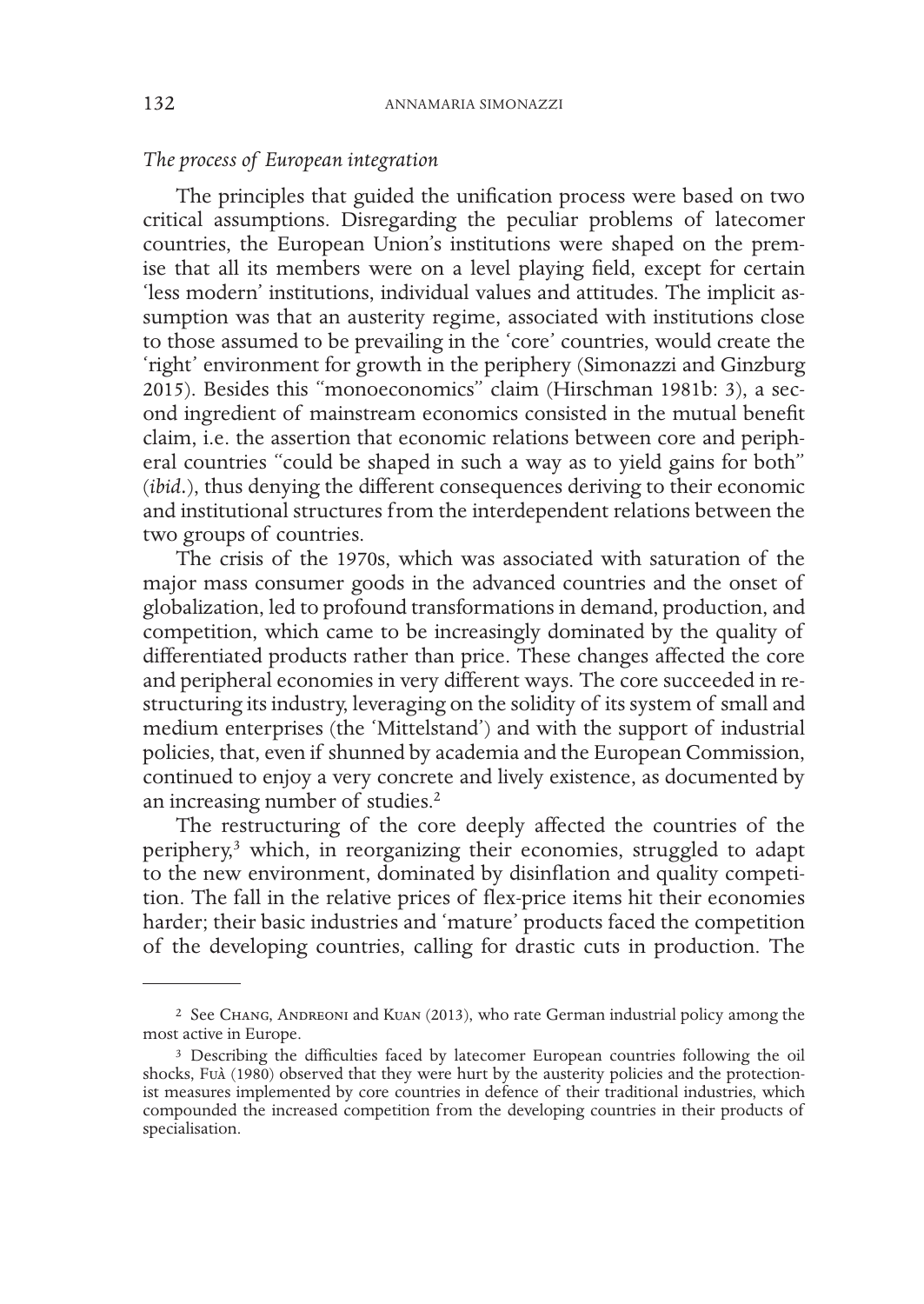*The process of European integration*

The principles that guided the unification process were based on two critical assumptions. Disregarding the peculiar problems of latecomer countries, the European Union's institutions were shaped on the premise that all its members were on a level playing field, except for certain 'less modern' institutions, individual values and attitudes. The implicit assumption was that an austerity regime, associated with institutions close to those assumed to be prevailing in the 'core' countries, would create the 'right' environment for growth in the periphery (Simonazzi and Ginzburg 2015). Besides this "monoeconomics" claim (Hirschman 1981b: 3), a second ingredient of mainstream economics consisted in the mutual benefit claim, i.e. the assertion that economic relations between core and peripheral countries "could be shaped in such a way as to yield gains for both" (*ibid*.), thus denying the different consequences deriving to their economic and institutional structures from the interdependent relations between the two groups of countries.

The crisis of the 1970s, which was associated with saturation of the major mass consumer goods in the advanced countries and the onset of globalization, led to profound transformations in demand, production, and competition, which came to be increasingly dominated by the quality of differentiated products rather than price. These changes affected the core and peripheral economies in very different ways. The core succeeded in restructuring its industry, leveraging on the solidity of its system of small and medium enterprises (the 'Mittelstand') and with the support of industrial policies, that, even if shunned by academia and the European Commission, continued to enjoy a very concrete and lively existence, as documented by an increasing number of studies.[2]

The restructuring of the core deeply affected the countries of the periphery,[3] which, in reorganizing their economies, struggled to adapt to the new environment, dominated by disinflation and quality competition. The fall in the relative prices of flex-price items hit their economies harder; their basic industries and 'mature' products faced the competition of the developing countries, calling for drastic cuts in production. The

---

[2] See Chang, Andreoni and Kuan (2013), who rate German industrial policy among the most active in Europe.

[3] Describing the difficulties faced by latecomer European countries following the oil shocks, Fuà (1980) observed that they were hurt by the austerity policies and the protectionist measures implemented by core countries in defence of their traditional industries, which compounded the increased competition from the developing countries in their products of specialisation.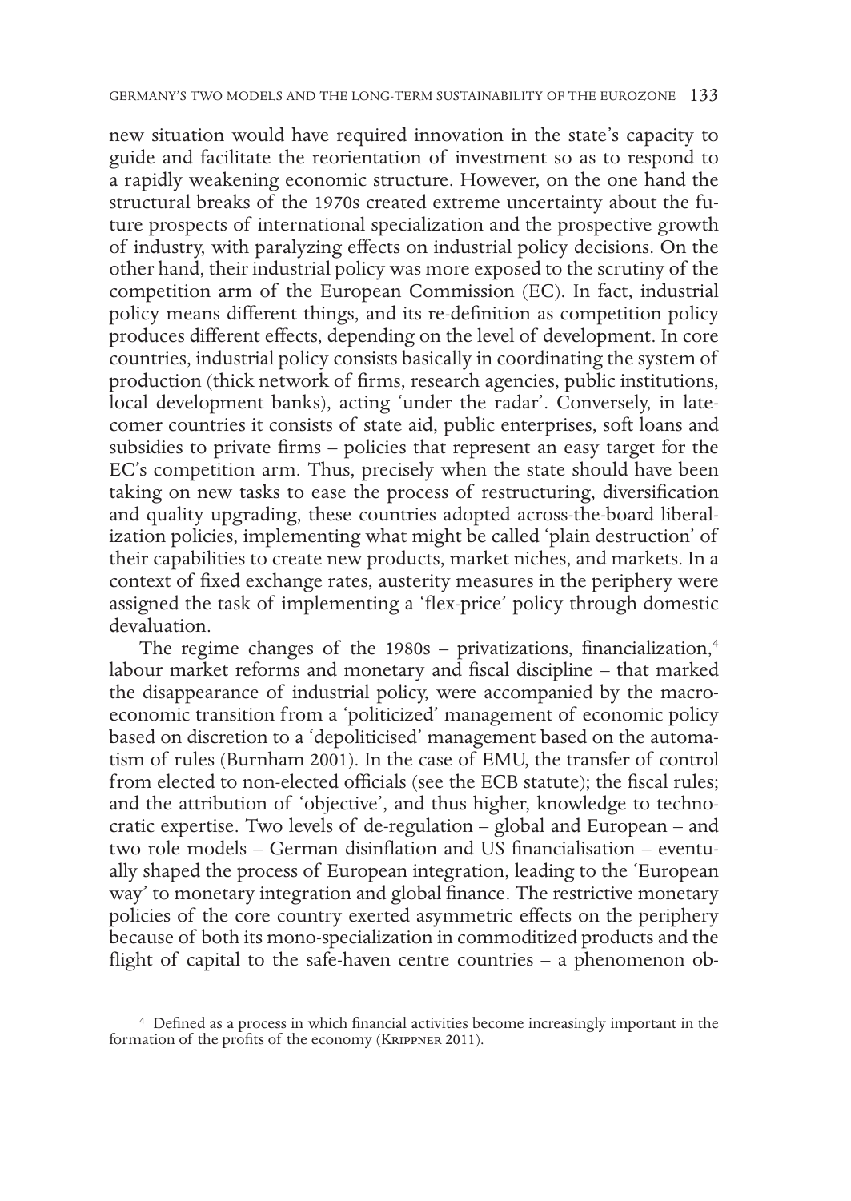new situation would have required innovation in the state's capacity to guide and facilitate the reorientation of investment so as to respond to a rapidly weakening economic structure. However, on the one hand the structural breaks of the 1970s created extreme uncertainty about the future prospects of international specialization and the prospective growth of industry, with paralyzing effects on industrial policy decisions. On the other hand, their industrial policy was more exposed to the scrutiny of the competition arm of the European Commission (EC). In fact, industrial policy means different things, and its re-definition as competition policy produces different effects, depending on the level of development. In core countries, industrial policy consists basically in coordinating the system of production (thick network of firms, research agencies, public institutions, local development banks), acting 'under the radar'. Conversely, in late-comer countries it consists of state aid, public enterprises, soft loans and subsidies to private firms – policies that represent an easy target for the EC's competition arm. Thus, precisely when the state should have been taking on new tasks to ease the process of restructuring, diversification and quality upgrading, these countries adopted across-the-board liberalization policies, implementing what might be called 'plain destruction' of their capabilities to create new products, market niches, and markets. In a context of fixed exchange rates, austerity measures in the periphery were assigned the task of implementing a 'flex-price' policy through domestic devaluation.

The regime changes of the 1980s – privatizations, financialization,[4] labour market reforms and monetary and fiscal discipline – that marked the disappearance of industrial policy, were accompanied by the macroeconomic transition from a 'politicized' management of economic policy based on discretion to a 'depoliticised' management based on the automatism of rules (Burnham 2001). In the case of EMU, the transfer of control from elected to non-elected officials (see the ECB statute); the fiscal rules; and the attribution of 'objective', and thus higher, knowledge to technocratic expertise. Two levels of de-regulation – global and European – and two role models – German disinflation and US financialisation – eventually shaped the process of European integration, leading to the 'European way' to monetary integration and global finance. The restrictive monetary policies of the core country exerted asymmetric effects on the periphery because of both its mono-specialization in commoditized products and the flight of capital to the safe-haven centre countries – a phenomenon ob-

[4] Defined as a process in which financial activities become increasingly important in the formation of the profits of the economy (Krippner 2011).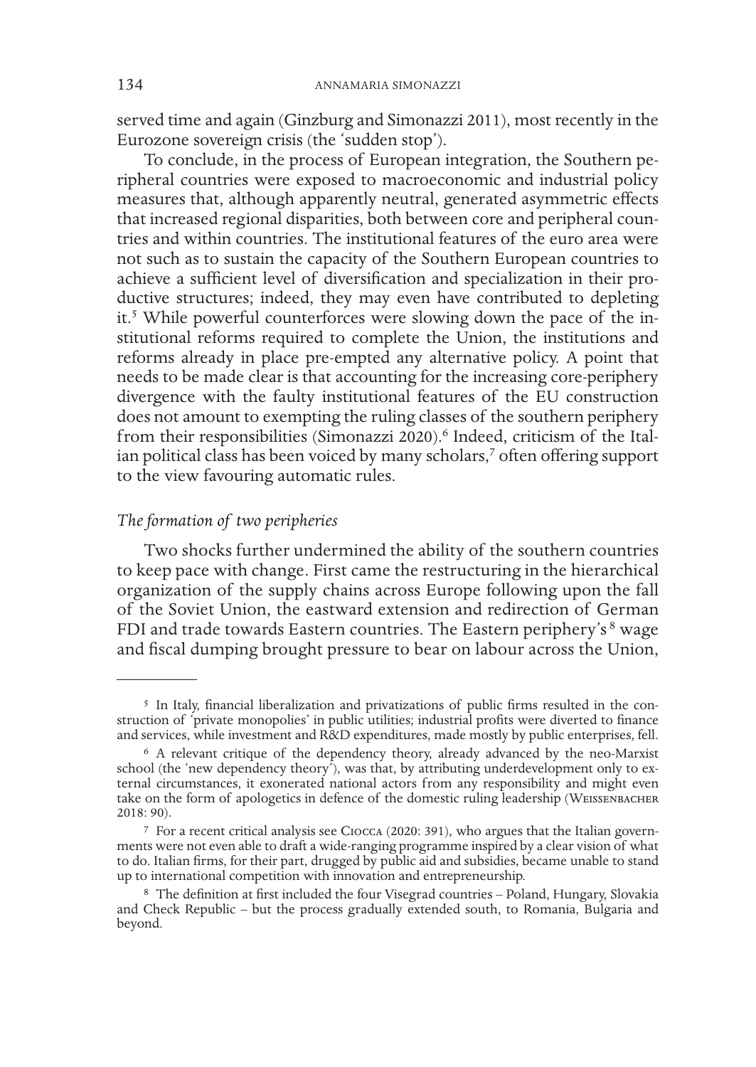served time and again (Ginzburg and Simonazzi 2011), most recently in the Eurozone sovereign crisis (the 'sudden stop').

To conclude, in the process of European integration, the Southern peripheral countries were exposed to macroeconomic and industrial policy measures that, although apparently neutral, generated asymmetric effects that increased regional disparities, both between core and peripheral countries and within countries. The institutional features of the euro area were not such as to sustain the capacity of the Southern European countries to achieve a sufficient level of diversification and specialization in their productive structures; indeed, they may even have contributed to depleting it.[5] While powerful counterforces were slowing down the pace of the institutional reforms required to complete the Union, the institutions and reforms already in place pre-empted any alternative policy. A point that needs to be made clear is that accounting for the increasing core-periphery divergence with the faulty institutional features of the EU construction does not amount to exempting the ruling classes of the southern periphery from their responsibilities (Simonazzi 2020).[6] Indeed, criticism of the Italian political class has been voiced by many scholars,[7] often offering support to the view favouring automatic rules.

### *The formation of two peripheries*

Two shocks further undermined the ability of the southern countries to keep pace with change. First came the restructuring in the hierarchical organization of the supply chains across Europe following upon the fall of the Soviet Union, the eastward extension and redirection of German FDI and trade towards Eastern countries. The Eastern periphery's[8] wage and fiscal dumping brought pressure to bear on labour across the Union,

---

[5] In Italy, financial liberalization and privatizations of public firms resulted in the construction of 'private monopolies' in public utilities; industrial profits were diverted to finance and services, while investment and R&D expenditures, made mostly by public enterprises, fell.

[6] A relevant critique of the dependency theory, already advanced by the neo-Marxist school (the 'new dependency theory'), was that, by attributing underdevelopment only to external circumstances, it exonerated national actors from any responsibility and might even take on the form of apologetics in defence of the domestic ruling leadership (Weissenbacher 2018: 90).

[7] For a recent critical analysis see Ciocca (2020: 391), who argues that the Italian governments were not even able to draft a wide-ranging programme inspired by a clear vision of what to do. Italian firms, for their part, drugged by public aid and subsidies, became unable to stand up to international competition with innovation and entrepreneurship.

[8] The definition at first included the four Visegrad countries – Poland, Hungary, Slovakia and Check Republic – but the process gradually extended south, to Romania, Bulgaria and beyond.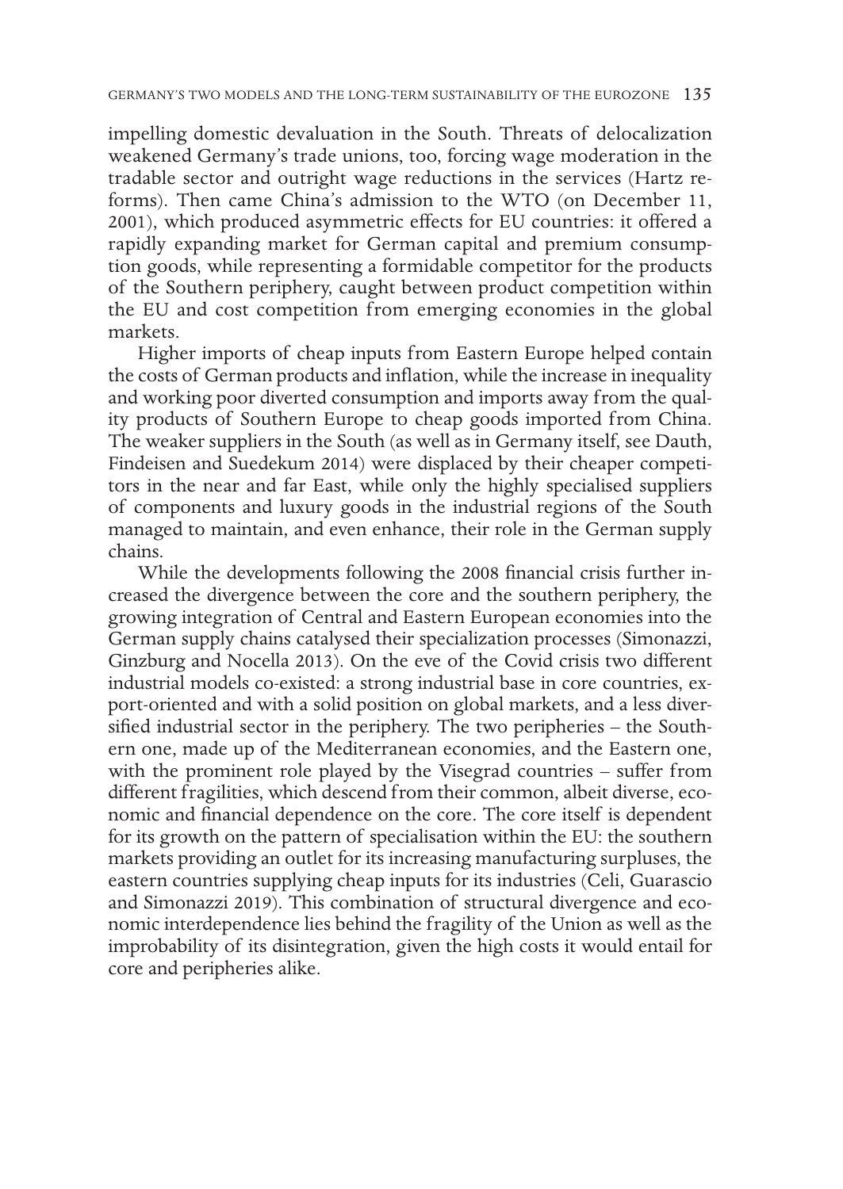impelling domestic devaluation in the South. Threats of delocalization weakened Germany's trade unions, too, forcing wage moderation in the tradable sector and outright wage reductions in the services (Hartz reforms). Then came China's admission to the WTO (on December 11, 2001), which produced asymmetric effects for EU countries: it offered a rapidly expanding market for German capital and premium consumption goods, while representing a formidable competitor for the products of the Southern periphery, caught between product competition within the EU and cost competition from emerging economies in the global markets.

Higher imports of cheap inputs from Eastern Europe helped contain the costs of German products and inflation, while the increase in inequality and working poor diverted consumption and imports away from the quality products of Southern Europe to cheap goods imported from China. The weaker suppliers in the South (as well as in Germany itself, see Dauth, Findeisen and Suedekum 2014) were displaced by their cheaper competitors in the near and far East, while only the highly specialised suppliers of components and luxury goods in the industrial regions of the South managed to maintain, and even enhance, their role in the German supply chains.

While the developments following the 2008 financial crisis further increased the divergence between the core and the southern periphery, the growing integration of Central and Eastern European economies into the German supply chains catalysed their specialization processes (Simonazzi, Ginzburg and Nocella 2013). On the eve of the Covid crisis two different industrial models co-existed: a strong industrial base in core countries, export-oriented and with a solid position on global markets, and a less diversified industrial sector in the periphery. The two peripheries – the Southern one, made up of the Mediterranean economies, and the Eastern one, with the prominent role played by the Visegrad countries – suffer from different fragilities, which descend from their common, albeit diverse, economic and financial dependence on the core. The core itself is dependent for its growth on the pattern of specialisation within the EU: the southern markets providing an outlet for its increasing manufacturing surpluses, the eastern countries supplying cheap inputs for its industries (Celi, Guarascio and Simonazzi 2019). This combination of structural divergence and economic interdependence lies behind the fragility of the Union as well as the improbability of its disintegration, given the high costs it would entail for core and peripheries alike.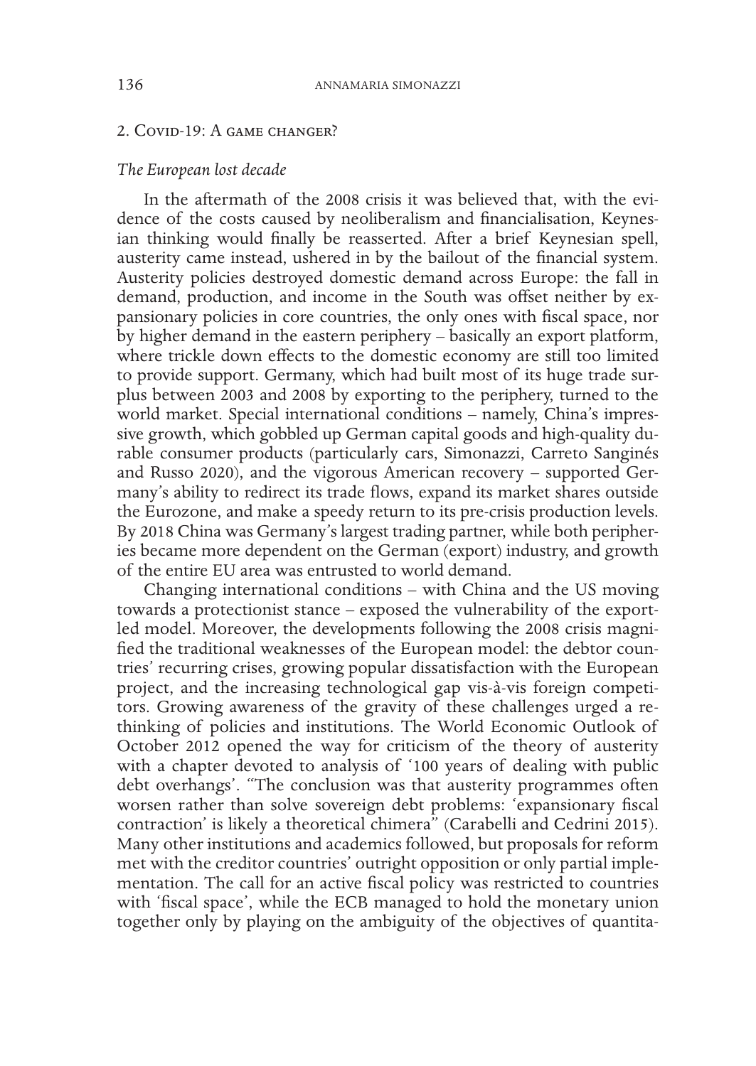## 2. Covid-19: A game changer?

### *The European lost decade*

In the aftermath of the 2008 crisis it was believed that, with the evidence of the costs caused by neoliberalism and financialisation, Keynesian thinking would finally be reasserted. After a brief Keynesian spell, austerity came instead, ushered in by the bailout of the financial system. Austerity policies destroyed domestic demand across Europe: the fall in demand, production, and income in the South was offset neither by expansionary policies in core countries, the only ones with fiscal space, nor by higher demand in the eastern periphery – basically an export platform, where trickle down effects to the domestic economy are still too limited to provide support. Germany, which had built most of its huge trade surplus between 2003 and 2008 by exporting to the periphery, turned to the world market. Special international conditions – namely, China's impressive growth, which gobbled up German capital goods and high-quality durable consumer products (particularly cars, Simonazzi, Carreto Sanginés and Russo 2020), and the vigorous American recovery – supported Germany's ability to redirect its trade flows, expand its market shares outside the Eurozone, and make a speedy return to its pre-crisis production levels. By 2018 China was Germany's largest trading partner, while both peripheries became more dependent on the German (export) industry, and growth of the entire EU area was entrusted to world demand.

Changing international conditions – with China and the US moving towards a protectionist stance – exposed the vulnerability of the export-led model. Moreover, the developments following the 2008 crisis magnified the traditional weaknesses of the European model: the debtor countries' recurring crises, growing popular dissatisfaction with the European project, and the increasing technological gap vis-à-vis foreign competitors. Growing awareness of the gravity of these challenges urged a rethinking of policies and institutions. The World Economic Outlook of October 2012 opened the way for criticism of the theory of austerity with a chapter devoted to analysis of '100 years of dealing with public debt overhangs'. "The conclusion was that austerity programmes often worsen rather than solve sovereign debt problems: 'expansionary fiscal contraction' is likely a theoretical chimera" (Carabelli and Cedrini 2015). Many other institutions and academics followed, but proposals for reform met with the creditor countries' outright opposition or only partial implementation. The call for an active fiscal policy was restricted to countries with 'fiscal space', while the ECB managed to hold the monetary union together only by playing on the ambiguity of the objectives of quantita-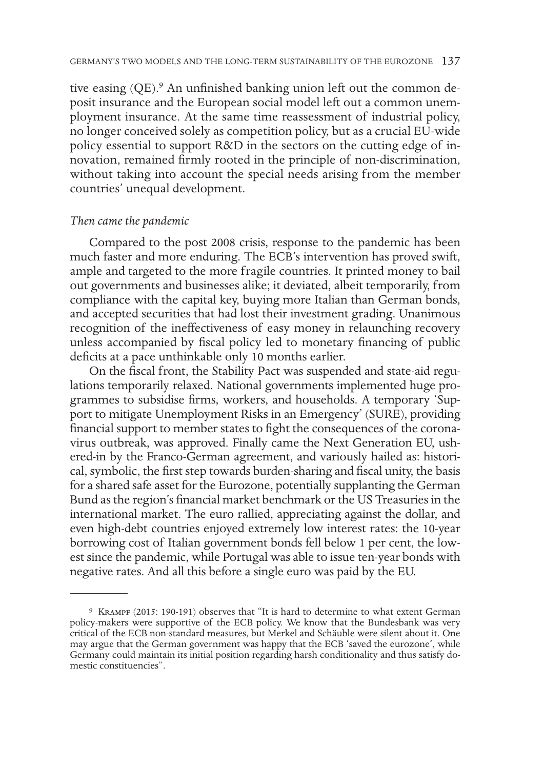tive easing (QE).[9] An unfinished banking union left out the common deposit insurance and the European social model left out a common unemployment insurance. At the same time reassessment of industrial policy, no longer conceived solely as competition policy, but as a crucial EU-wide policy essential to support R&D in the sectors on the cutting edge of innovation, remained firmly rooted in the principle of non-discrimination, without taking into account the special needs arising from the member countries' unequal development.

*Then came the pandemic*

Compared to the post 2008 crisis, response to the pandemic has been much faster and more enduring. The ECB's intervention has proved swift, ample and targeted to the more fragile countries. It printed money to bail out governments and businesses alike; it deviated, albeit temporarily, from compliance with the capital key, buying more Italian than German bonds, and accepted securities that had lost their investment grading. Unanimous recognition of the ineffectiveness of easy money in relaunching recovery unless accompanied by fiscal policy led to monetary financing of public deficits at a pace unthinkable only 10 months earlier.

On the fiscal front, the Stability Pact was suspended and state-aid regulations temporarily relaxed. National governments implemented huge programmes to subsidise firms, workers, and households. A temporary 'Support to mitigate Unemployment Risks in an Emergency' (SURE), providing financial support to member states to fight the consequences of the coronavirus outbreak, was approved. Finally came the Next Generation EU, ushered-in by the Franco-German agreement, and variously hailed as: historical, symbolic, the first step towards burden-sharing and fiscal unity, the basis for a shared safe asset for the Eurozone, potentially supplanting the German Bund as the region's financial market benchmark or the US Treasuries in the international market. The euro rallied, appreciating against the dollar, and even high-debt countries enjoyed extremely low interest rates: the 10-year borrowing cost of Italian government bonds fell below 1 per cent, the lowest since the pandemic, while Portugal was able to issue ten-year bonds with negative rates. And all this before a single euro was paid by the EU.

---

[9] Krampf (2015: 190-191) observes that "It is hard to determine to what extent German policy-makers were supportive of the ECB policy. We know that the Bundesbank was very critical of the ECB non-standard measures, but Merkel and Schäuble were silent about it. One may argue that the German government was happy that the ECB 'saved the eurozone', while Germany could maintain its initial position regarding harsh conditionality and thus satisfy domestic constituencies".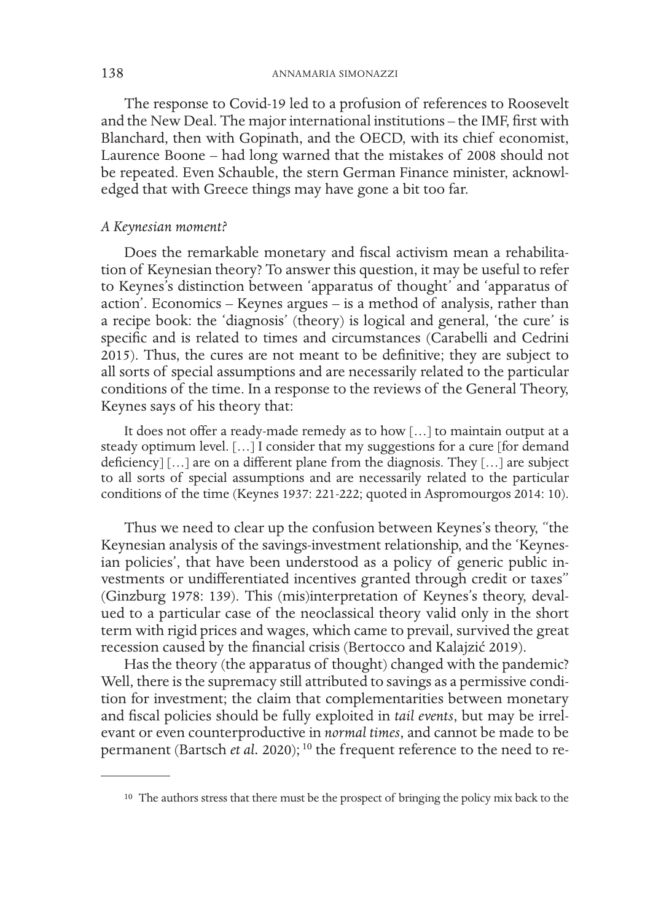The response to Covid-19 led to a profusion of references to Roosevelt and the New Deal. The major international institutions – the IMF, first with Blanchard, then with Gopinath, and the OECD, with its chief economist, Laurence Boone – had long warned that the mistakes of 2008 should not be repeated. Even Schauble, the stern German Finance minister, acknowledged that with Greece things may have gone a bit too far.

*A Keynesian moment?*

Does the remarkable monetary and fiscal activism mean a rehabilitation of Keynesian theory? To answer this question, it may be useful to refer to Keynes's distinction between 'apparatus of thought' and 'apparatus of action'. Economics – Keynes argues – is a method of analysis, rather than a recipe book: the 'diagnosis' (theory) is logical and general, 'the cure' is specific and is related to times and circumstances (Carabelli and Cedrini 2015). Thus, the cures are not meant to be definitive; they are subject to all sorts of special assumptions and are necessarily related to the particular conditions of the time. In a response to the reviews of the General Theory, Keynes says of his theory that:

> It does not offer a ready-made remedy as to how […] to maintain output at a steady optimum level. […] I consider that my suggestions for a cure [for demand deficiency] […] are on a different plane from the diagnosis. They […] are subject to all sorts of special assumptions and are necessarily related to the particular conditions of the time (Keynes 1937: 221-222; quoted in Aspromourgos 2014: 10).

Thus we need to clear up the confusion between Keynes's theory, "the Keynesian analysis of the savings-investment relationship, and the 'Keynesian policies', that have been understood as a policy of generic public investments or undifferentiated incentives granted through credit or taxes" (Ginzburg 1978: 139). This (mis)interpretation of Keynes's theory, devalued to a particular case of the neoclassical theory valid only in the short term with rigid prices and wages, which came to prevail, survived the great recession caused by the financial crisis (Bertocco and Kalajzić 2019).

Has the theory (the apparatus of thought) changed with the pandemic? Well, there is the supremacy still attributed to savings as a permissive condition for investment; the claim that complementarities between monetary and fiscal policies should be fully exploited in *tail events*, but may be irrelevant or even counterproductive in *normal times*, and cannot be made to be permanent (Bartsch *et al.* 2020); [10] the frequent reference to the need to re-

---

[10] The authors stress that there must be the prospect of bringing the policy mix back to the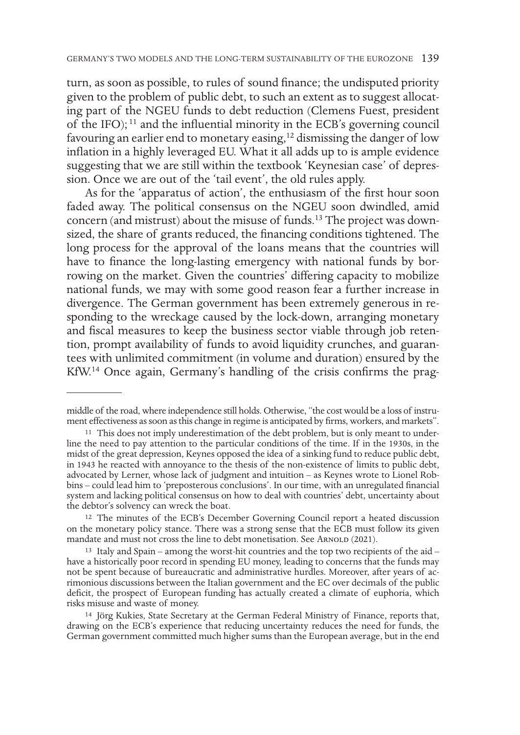turn, as soon as possible, to rules of sound finance; the undisputed priority given to the problem of public debt, to such an extent as to suggest allocating part of the NGEU funds to debt reduction (Clemens Fuest, president of the IFO); [11] and the influential minority in the ECB's governing council favouring an earlier end to monetary easing,[12] dismissing the danger of low inflation in a highly leveraged EU. What it all adds up to is ample evidence suggesting that we are still within the textbook 'Keynesian case' of depression. Once we are out of the 'tail event', the old rules apply.

As for the 'apparatus of action', the enthusiasm of the first hour soon faded away. The political consensus on the NGEU soon dwindled, amid concern (and mistrust) about the misuse of funds.[13] The project was downsized, the share of grants reduced, the financing conditions tightened. The long process for the approval of the loans means that the countries will have to finance the long-lasting emergency with national funds by borrowing on the market. Given the countries' differing capacity to mobilize national funds, we may with some good reason fear a further increase in divergence. The German government has been extremely generous in responding to the wreckage caused by the lock-down, arranging monetary and fiscal measures to keep the business sector viable through job retention, prompt availability of funds to avoid liquidity crunches, and guarantees with unlimited commitment (in volume and duration) ensured by the KfW.[14] Once again, Germany's handling of the crisis confirms the prag-

---

middle of the road, where independence still holds. Otherwise, "the cost would be a loss of instrument effectiveness as soon as this change in regime is anticipated by firms, workers, and markets".

[11] This does not imply underestimation of the debt problem, but is only meant to underline the need to pay attention to the particular conditions of the time. If in the 1930s, in the midst of the great depression, Keynes opposed the idea of a sinking fund to reduce public debt, in 1943 he reacted with annoyance to the thesis of the non-existence of limits to public debt, advocated by Lerner, whose lack of judgment and intuition – as Keynes wrote to Lionel Robbins – could lead him to 'preposterous conclusions'. In our time, with an unregulated financial system and lacking political consensus on how to deal with countries' debt, uncertainty about the debtor's solvency can wreck the boat.

[12] The minutes of the ECB's December Governing Council report a heated discussion on the monetary policy stance. There was a strong sense that the ECB must follow its given mandate and must not cross the line to debt monetisation. See Arnold (2021).

[13] Italy and Spain – among the worst-hit countries and the top two recipients of the aid – have a historically poor record in spending EU money, leading to concerns that the funds may not be spent because of bureaucratic and administrative hurdles. Moreover, after years of acrimonious discussions between the Italian government and the EC over decimals of the public deficit, the prospect of European funding has actually created a climate of euphoria, which risks misuse and waste of money.

[14] Jörg Kukies, State Secretary at the German Federal Ministry of Finance, reports that, drawing on the ECB's experience that reducing uncertainty reduces the need for funds, the German government committed much higher sums than the European average, but in the end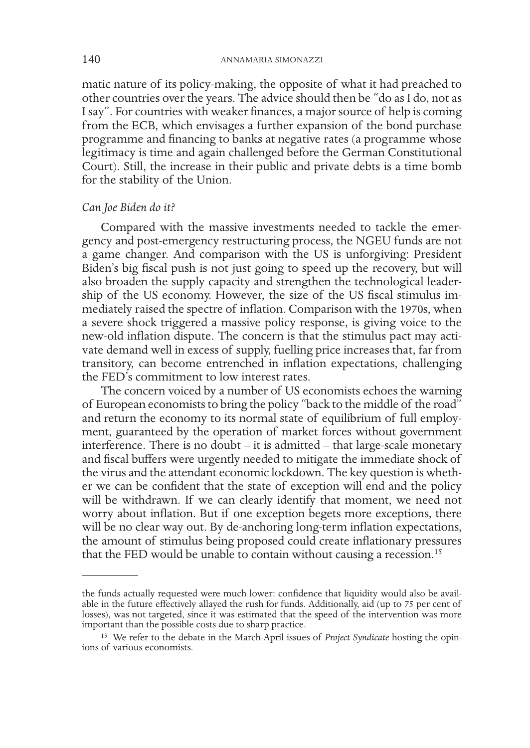matic nature of its policy-making, the opposite of what it had preached to other countries over the years. The advice should then be "do as I do, not as I say". For countries with weaker finances, a major source of help is coming from the ECB, which envisages a further expansion of the bond purchase programme and financing to banks at negative rates (a programme whose legitimacy is time and again challenged before the German Constitutional Court). Still, the increase in their public and private debts is a time bomb for the stability of the Union.

*Can Joe Biden do it?*

Compared with the massive investments needed to tackle the emergency and post-emergency restructuring process, the NGEU funds are not a game changer. And comparison with the US is unforgiving: President Biden's big fiscal push is not just going to speed up the recovery, but will also broaden the supply capacity and strengthen the technological leadership of the US economy. However, the size of the US fiscal stimulus immediately raised the spectre of inflation. Comparison with the 1970s, when a severe shock triggered a massive policy response, is giving voice to the new-old inflation dispute. The concern is that the stimulus pact may activate demand well in excess of supply, fuelling price increases that, far from transitory, can become entrenched in inflation expectations, challenging the FED's commitment to low interest rates.

The concern voiced by a number of US economists echoes the warning of European economists to bring the policy "back to the middle of the road" and return the economy to its normal state of equilibrium of full employment, guaranteed by the operation of market forces without government interference. There is no doubt – it is admitted – that large-scale monetary and fiscal buffers were urgently needed to mitigate the immediate shock of the virus and the attendant economic lockdown. The key question is whether we can be confident that the state of exception will end and the policy will be withdrawn. If we can clearly identify that moment, we need not worry about inflation. But if one exception begets more exceptions, there will be no clear way out. By de-anchoring long-term inflation expectations, the amount of stimulus being proposed could create inflationary pressures that the FED would be unable to contain without causing a recession.[15]

---

the funds actually requested were much lower: confidence that liquidity would also be available in the future effectively allayed the rush for funds. Additionally, aid (up to 75 per cent of losses), was not targeted, since it was estimated that the speed of the intervention was more important than the possible costs due to sharp practice.

[15] We refer to the debate in the March-April issues of *Project Syndicate* hosting the opinions of various economists.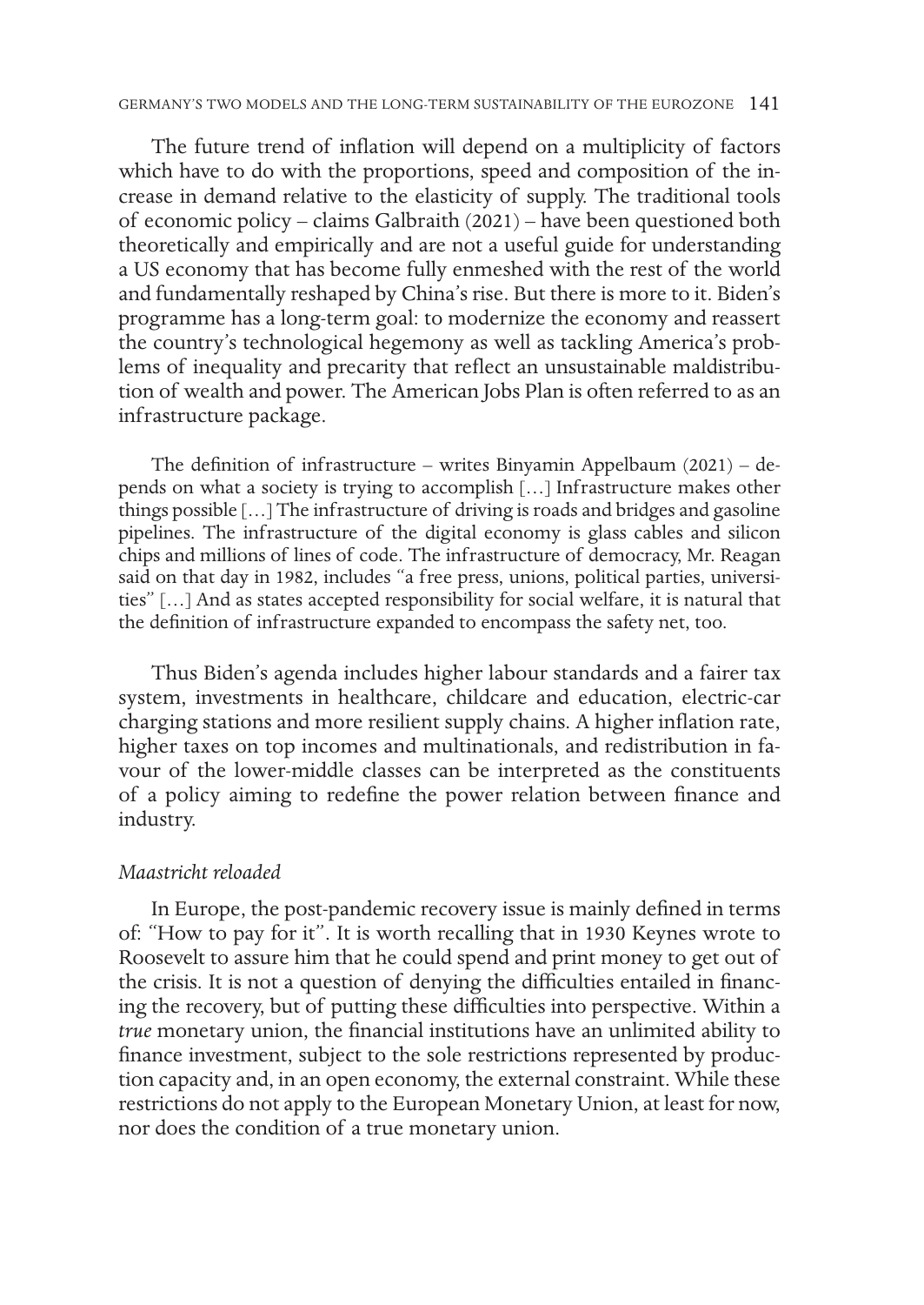The future trend of inflation will depend on a multiplicity of factors which have to do with the proportions, speed and composition of the increase in demand relative to the elasticity of supply. The traditional tools of economic policy – claims Galbraith (2021) – have been questioned both theoretically and empirically and are not a useful guide for understanding a US economy that has become fully enmeshed with the rest of the world and fundamentally reshaped by China's rise. But there is more to it. Biden's programme has a long-term goal: to modernize the economy and reassert the country's technological hegemony as well as tackling America's problems of inequality and precarity that reflect an unsustainable maldistribution of wealth and power. The American Jobs Plan is often referred to as an infrastructure package.

> The definition of infrastructure – writes Binyamin Appelbaum (2021) – depends on what a society is trying to accomplish […] Infrastructure makes other things possible […] The infrastructure of driving is roads and bridges and gasoline pipelines. The infrastructure of the digital economy is glass cables and silicon chips and millions of lines of code. The infrastructure of democracy, Mr. Reagan said on that day in 1982, includes "a free press, unions, political parties, universities" […] And as states accepted responsibility for social welfare, it is natural that the definition of infrastructure expanded to encompass the safety net, too.

Thus Biden's agenda includes higher labour standards and a fairer tax system, investments in healthcare, childcare and education, electric-car charging stations and more resilient supply chains. A higher inflation rate, higher taxes on top incomes and multinationals, and redistribution in favour of the lower-middle classes can be interpreted as the constituents of a policy aiming to redefine the power relation between finance and industry.

### *Maastricht reloaded*

In Europe, the post-pandemic recovery issue is mainly defined in terms of: "How to pay for it". It is worth recalling that in 1930 Keynes wrote to Roosevelt to assure him that he could spend and print money to get out of the crisis. It is not a question of denying the difficulties entailed in financing the recovery, but of putting these difficulties into perspective. Within a *true* monetary union, the financial institutions have an unlimited ability to finance investment, subject to the sole restrictions represented by production capacity and, in an open economy, the external constraint. While these restrictions do not apply to the European Monetary Union, at least for now, nor does the condition of a true monetary union.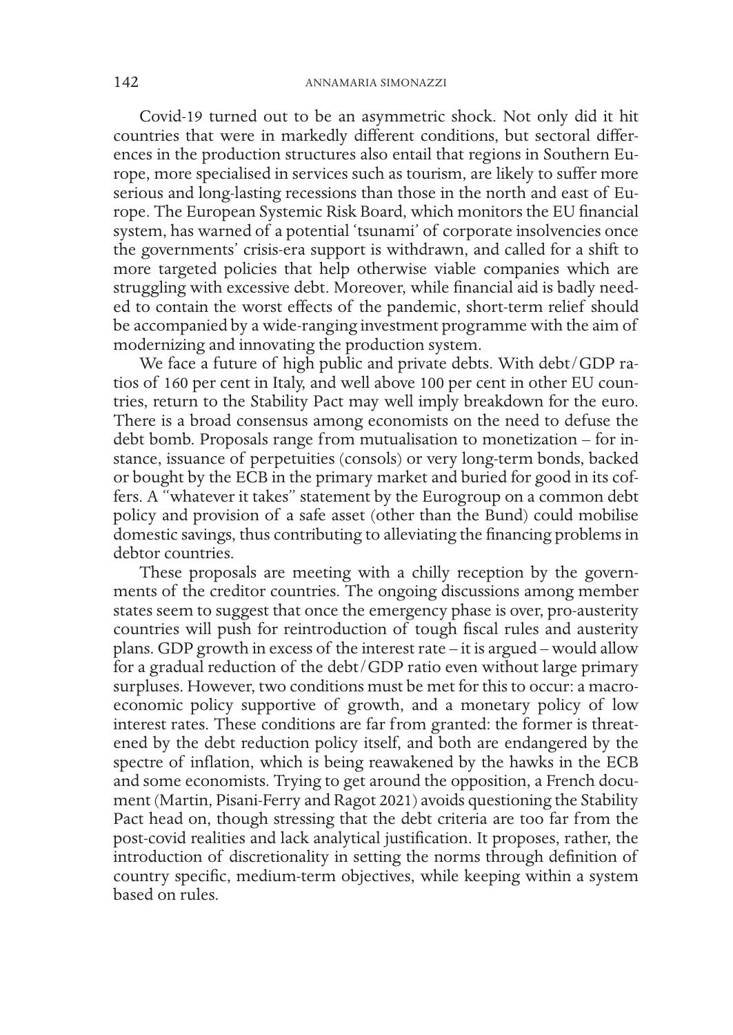Covid-19 turned out to be an asymmetric shock. Not only did it hit countries that were in markedly different conditions, but sectoral differences in the production structures also entail that regions in Southern Europe, more specialised in services such as tourism, are likely to suffer more serious and long-lasting recessions than those in the north and east of Europe. The European Systemic Risk Board, which monitors the EU financial system, has warned of a potential 'tsunami' of corporate insolvencies once the governments' crisis-era support is withdrawn, and called for a shift to more targeted policies that help otherwise viable companies which are struggling with excessive debt. Moreover, while financial aid is badly needed to contain the worst effects of the pandemic, short-term relief should be accompanied by a wide-ranging investment programme with the aim of modernizing and innovating the production system.

We face a future of high public and private debts. With debt/GDP ratios of 160 per cent in Italy, and well above 100 per cent in other EU countries, return to the Stability Pact may well imply breakdown for the euro. There is a broad consensus among economists on the need to defuse the debt bomb. Proposals range from mutualisation to monetization – for instance, issuance of perpetuities (consols) or very long-term bonds, backed or bought by the ECB in the primary market and buried for good in its coffers. A "whatever it takes" statement by the Eurogroup on a common debt policy and provision of a safe asset (other than the Bund) could mobilise domestic savings, thus contributing to alleviating the financing problems in debtor countries.

These proposals are meeting with a chilly reception by the governments of the creditor countries. The ongoing discussions among member states seem to suggest that once the emergency phase is over, pro-austerity countries will push for reintroduction of tough fiscal rules and austerity plans. GDP growth in excess of the interest rate – it is argued – would allow for a gradual reduction of the debt/GDP ratio even without large primary surpluses. However, two conditions must be met for this to occur: a macroeconomic policy supportive of growth, and a monetary policy of low interest rates. These conditions are far from granted: the former is threatened by the debt reduction policy itself, and both are endangered by the spectre of inflation, which is being reawakened by the hawks in the ECB and some economists. Trying to get around the opposition, a French document (Martin, Pisani-Ferry and Ragot 2021) avoids questioning the Stability Pact head on, though stressing that the debt criteria are too far from the post-covid realities and lack analytical justification. It proposes, rather, the introduction of discretionality in setting the norms through definition of country specific, medium-term objectives, while keeping within a system based on rules.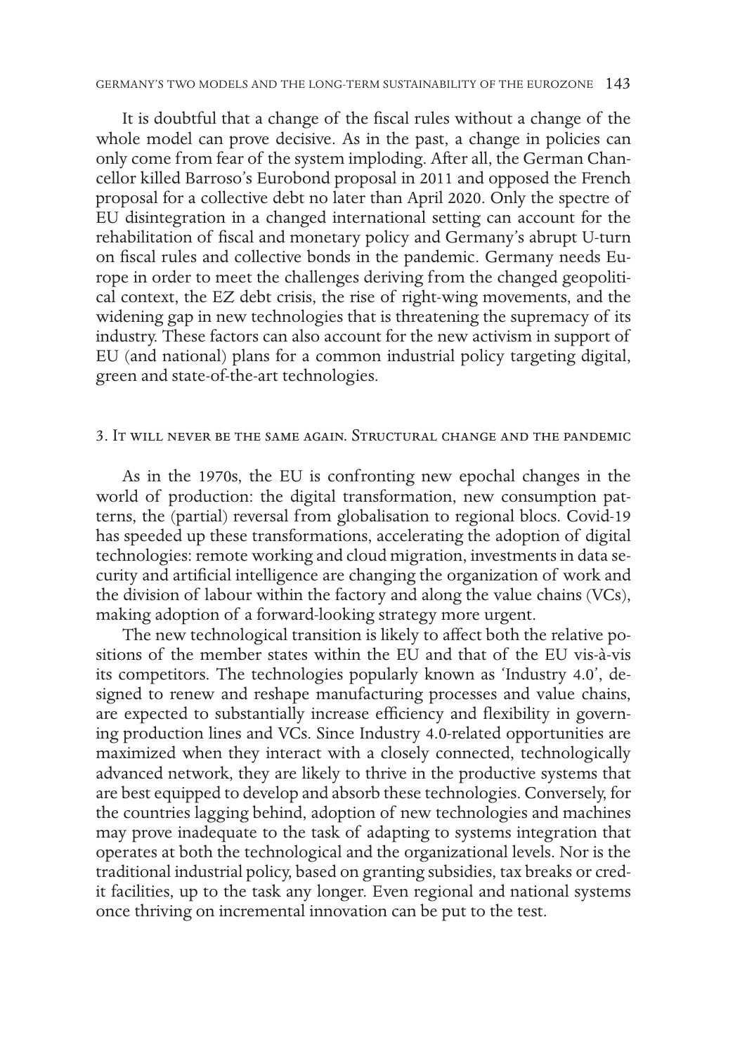It is doubtful that a change of the fiscal rules without a change of the whole model can prove decisive. As in the past, a change in policies can only come from fear of the system imploding. After all, the German Chancellor killed Barroso's Eurobond proposal in 2011 and opposed the French proposal for a collective debt no later than April 2020. Only the spectre of EU disintegration in a changed international setting can account for the rehabilitation of fiscal and monetary policy and Germany's abrupt U-turn on fiscal rules and collective bonds in the pandemic. Germany needs Europe in order to meet the challenges deriving from the changed geopolitical context, the EZ debt crisis, the rise of right-wing movements, and the widening gap in new technologies that is threatening the supremacy of its industry. These factors can also account for the new activism in support of EU (and national) plans for a common industrial policy targeting digital, green and state-of-the-art technologies.

## 3. It will never be the same again. Structural change and the pandemic

As in the 1970s, the EU is confronting new epochal changes in the world of production: the digital transformation, new consumption patterns, the (partial) reversal from globalisation to regional blocs. Covid-19 has speeded up these transformations, accelerating the adoption of digital technologies: remote working and cloud migration, investments in data security and artificial intelligence are changing the organization of work and the division of labour within the factory and along the value chains (VCs), making adoption of a forward-looking strategy more urgent.

The new technological transition is likely to affect both the relative positions of the member states within the EU and that of the EU vis-à-vis its competitors. The technologies popularly known as 'Industry 4.0', designed to renew and reshape manufacturing processes and value chains, are expected to substantially increase efficiency and flexibility in governing production lines and VCs. Since Industry 4.0-related opportunities are maximized when they interact with a closely connected, technologically advanced network, they are likely to thrive in the productive systems that are best equipped to develop and absorb these technologies. Conversely, for the countries lagging behind, adoption of new technologies and machines may prove inadequate to the task of adapting to systems integration that operates at both the technological and the organizational levels. Nor is the traditional industrial policy, based on granting subsidies, tax breaks or credit facilities, up to the task any longer. Even regional and national systems once thriving on incremental innovation can be put to the test.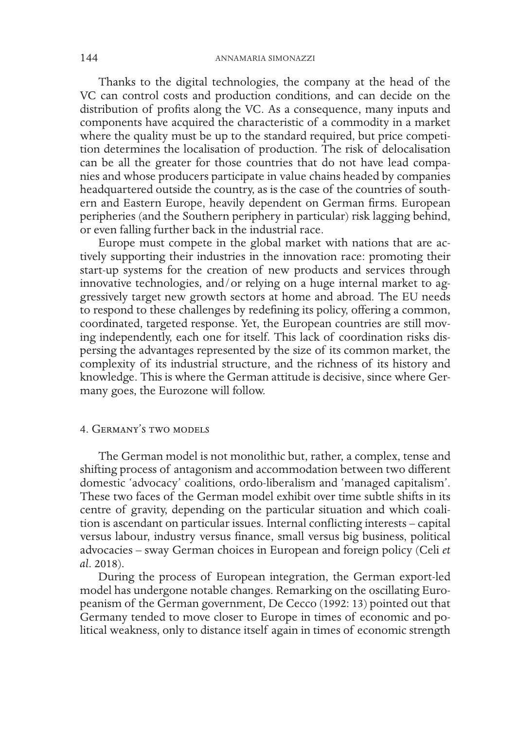Thanks to the digital technologies, the company at the head of the VC can control costs and production conditions, and can decide on the distribution of profits along the VC. As a consequence, many inputs and components have acquired the characteristic of a commodity in a market where the quality must be up to the standard required, but price competition determines the localisation of production. The risk of delocalisation can be all the greater for those countries that do not have lead companies and whose producers participate in value chains headed by companies headquartered outside the country, as is the case of the countries of southern and Eastern Europe, heavily dependent on German firms. European peripheries (and the Southern periphery in particular) risk lagging behind, or even falling further back in the industrial race.

Europe must compete in the global market with nations that are actively supporting their industries in the innovation race: promoting their start-up systems for the creation of new products and services through innovative technologies, and/or relying on a huge internal market to aggressively target new growth sectors at home and abroad. The EU needs to respond to these challenges by redefining its policy, offering a common, coordinated, targeted response. Yet, the European countries are still moving independently, each one for itself. This lack of coordination risks dispersing the advantages represented by the size of its common market, the complexity of its industrial structure, and the richness of its history and knowledge. This is where the German attitude is decisive, since where Germany goes, the Eurozone will follow.

## 4. Germany's two models

The German model is not monolithic but, rather, a complex, tense and shifting process of antagonism and accommodation between two different domestic 'advocacy' coalitions, ordo-liberalism and 'managed capitalism'. These two faces of the German model exhibit over time subtle shifts in its centre of gravity, depending on the particular situation and which coalition is ascendant on particular issues. Internal conflicting interests – capital versus labour, industry versus finance, small versus big business, political advocacies – sway German choices in European and foreign policy (Celi *et al*. 2018).

During the process of European integration, the German export-led model has undergone notable changes. Remarking on the oscillating Europeanism of the German government, De Cecco (1992: 13) pointed out that Germany tended to move closer to Europe in times of economic and political weakness, only to distance itself again in times of economic strength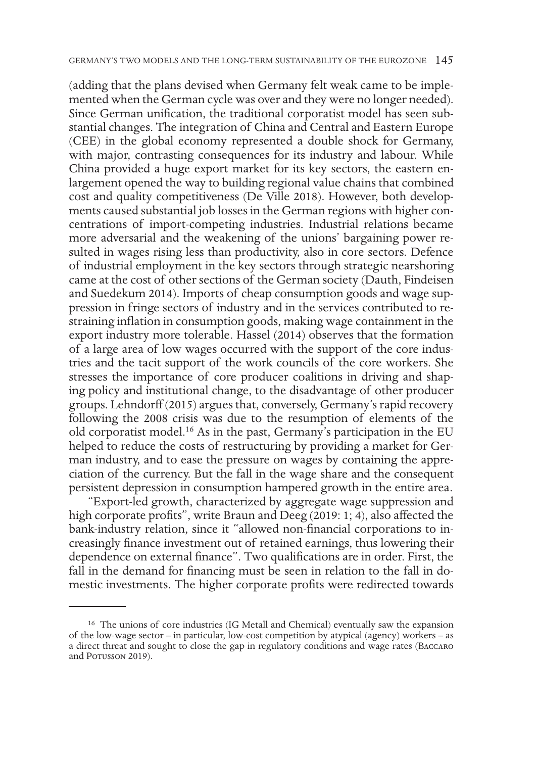(adding that the plans devised when Germany felt weak came to be implemented when the German cycle was over and they were no longer needed). Since German unification, the traditional corporatist model has seen substantial changes. The integration of China and Central and Eastern Europe (CEE) in the global economy represented a double shock for Germany, with major, contrasting consequences for its industry and labour. While China provided a huge export market for its key sectors, the eastern enlargement opened the way to building regional value chains that combined cost and quality competitiveness (De Ville 2018). However, both developments caused substantial job losses in the German regions with higher concentrations of import-competing industries. Industrial relations became more adversarial and the weakening of the unions' bargaining power resulted in wages rising less than productivity, also in core sectors. Defence of industrial employment in the key sectors through strategic nearshoring came at the cost of other sections of the German society (Dauth, Findeisen and Suedekum 2014). Imports of cheap consumption goods and wage suppression in fringe sectors of industry and in the services contributed to restraining inflation in consumption goods, making wage containment in the export industry more tolerable. Hassel (2014) observes that the formation of a large area of low wages occurred with the support of the core industries and the tacit support of the work councils of the core workers. She stresses the importance of core producer coalitions in driving and shaping policy and institutional change, to the disadvantage of other producer groups. Lehndorff (2015) argues that, conversely, Germany's rapid recovery following the 2008 crisis was due to the resumption of elements of the old corporatist model.[16] As in the past, Germany's participation in the EU helped to reduce the costs of restructuring by providing a market for German industry, and to ease the pressure on wages by containing the appreciation of the currency. But the fall in the wage share and the consequent persistent depression in consumption hampered growth in the entire area.

"Export-led growth, characterized by aggregate wage suppression and high corporate profits", write Braun and Deeg (2019: 1; 4), also affected the bank-industry relation, since it "allowed non-financial corporations to increasingly finance investment out of retained earnings, thus lowering their dependence on external finance". Two qualifications are in order. First, the fall in the demand for financing must be seen in relation to the fall in domestic investments. The higher corporate profits were redirected towards

---

[16] The unions of core industries (IG Metall and Chemical) eventually saw the expansion of the low-wage sector – in particular, low-cost competition by atypical (agency) workers – as a direct threat and sought to close the gap in regulatory conditions and wage rates (Baccaro and Potusson 2019).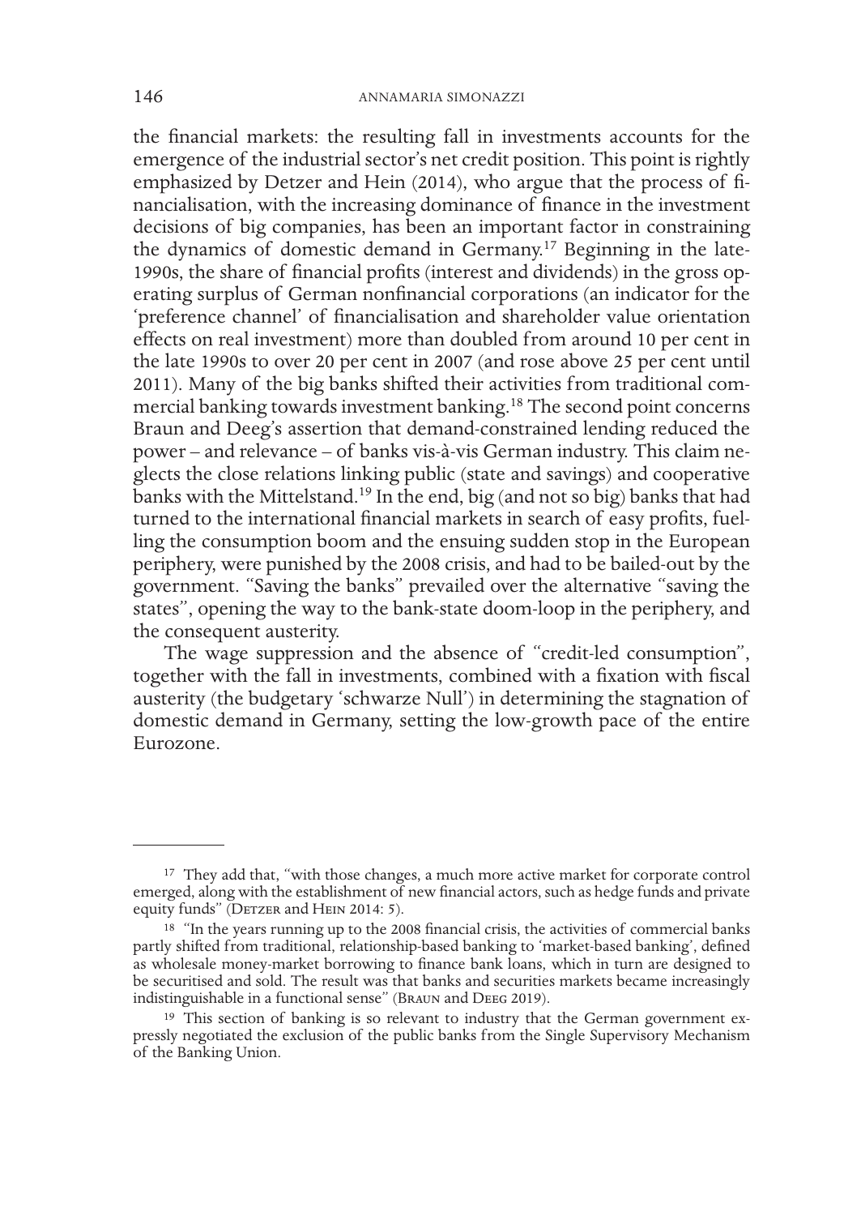the financial markets: the resulting fall in investments accounts for the emergence of the industrial sector's net credit position. This point is rightly emphasized by Detzer and Hein (2014), who argue that the process of financialisation, with the increasing dominance of finance in the investment decisions of big companies, has been an important factor in constraining the dynamics of domestic demand in Germany.[17] Beginning in the late-1990s, the share of financial profits (interest and dividends) in the gross operating surplus of German nonfinancial corporations (an indicator for the 'preference channel' of financialisation and shareholder value orientation effects on real investment) more than doubled from around 10 per cent in the late 1990s to over 20 per cent in 2007 (and rose above 25 per cent until 2011). Many of the big banks shifted their activities from traditional commercial banking towards investment banking.[18] The second point concerns Braun and Deeg's assertion that demand-constrained lending reduced the power – and relevance – of banks vis-à-vis German industry. This claim neglects the close relations linking public (state and savings) and cooperative banks with the Mittelstand.[19] In the end, big (and not so big) banks that had turned to the international financial markets in search of easy profits, fuelling the consumption boom and the ensuing sudden stop in the European periphery, were punished by the 2008 crisis, and had to be bailed-out by the government. "Saving the banks" prevailed over the alternative "saving the states", opening the way to the bank-state doom-loop in the periphery, and the consequent austerity.

The wage suppression and the absence of "credit-led consumption", together with the fall in investments, combined with a fixation with fiscal austerity (the budgetary 'schwarze Null') in determining the stagnation of domestic demand in Germany, setting the low-growth pace of the entire Eurozone.

---

[17] They add that, "with those changes, a much more active market for corporate control emerged, along with the establishment of new financial actors, such as hedge funds and private equity funds" (Detzer and Hein 2014: 5).

[18] "In the years running up to the 2008 financial crisis, the activities of commercial banks partly shifted from traditional, relationship-based banking to 'market-based banking', defined as wholesale money-market borrowing to finance bank loans, which in turn are designed to be securitised and sold. The result was that banks and securities markets became increasingly indistinguishable in a functional sense" (Braun and Deeg 2019).

[19] This section of banking is so relevant to industry that the German government expressly negotiated the exclusion of the public banks from the Single Supervisory Mechanism of the Banking Union.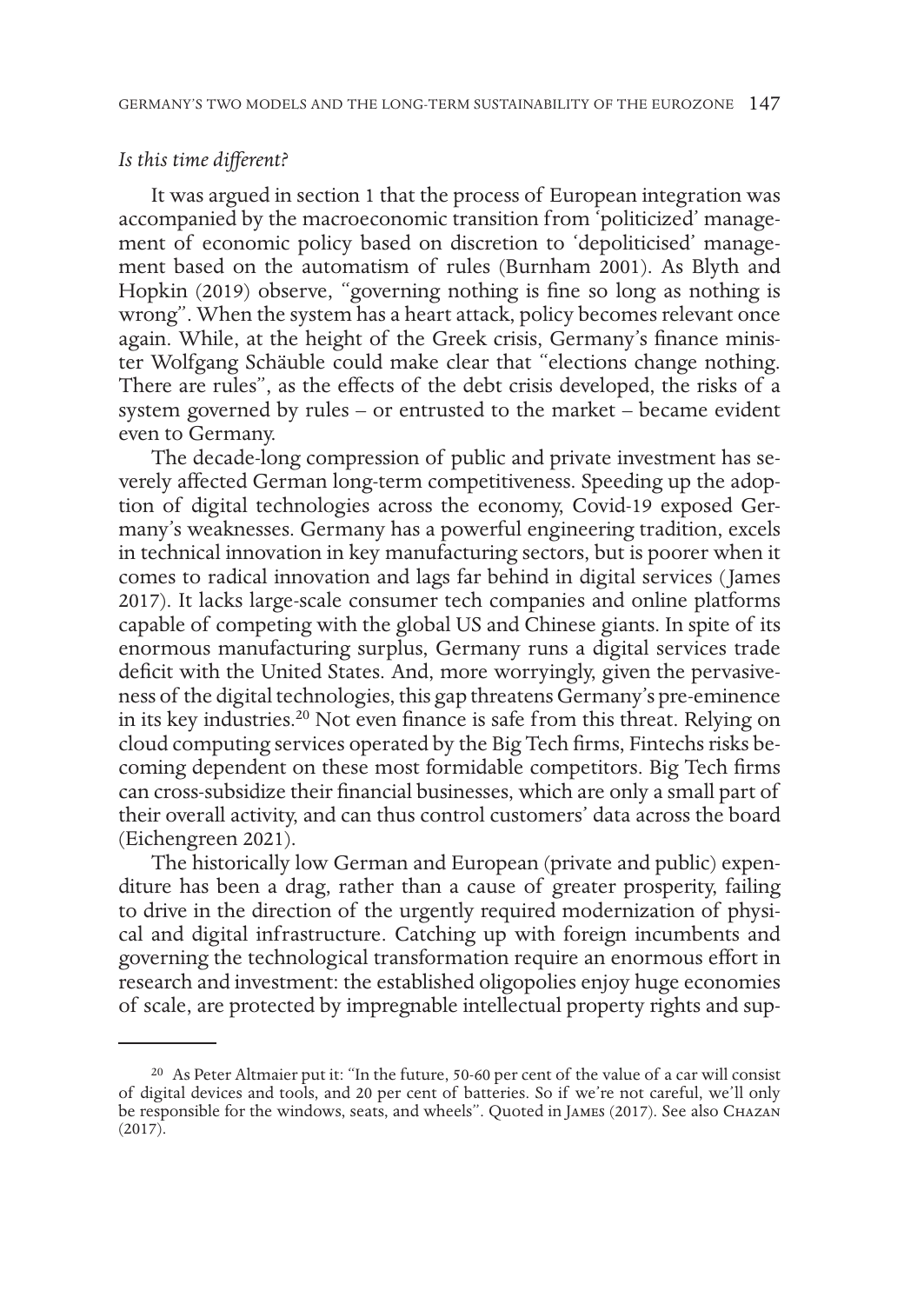*Is this time different?*

It was argued in section 1 that the process of European integration was accompanied by the macroeconomic transition from 'politicized' management of economic policy based on discretion to 'depoliticised' management based on the automatism of rules (Burnham 2001). As Blyth and Hopkin (2019) observe, "governing nothing is fine so long as nothing is wrong". When the system has a heart attack, policy becomes relevant once again. While, at the height of the Greek crisis, Germany's finance minister Wolfgang Schäuble could make clear that "elections change nothing. There are rules", as the effects of the debt crisis developed, the risks of a system governed by rules – or entrusted to the market – became evident even to Germany.

The decade-long compression of public and private investment has severely affected German long-term competitiveness. Speeding up the adoption of digital technologies across the economy, Covid-19 exposed Germany's weaknesses. Germany has a powerful engineering tradition, excels in technical innovation in key manufacturing sectors, but is poorer when it comes to radical innovation and lags far behind in digital services (James 2017). It lacks large-scale consumer tech companies and online platforms capable of competing with the global US and Chinese giants. In spite of its enormous manufacturing surplus, Germany runs a digital services trade deficit with the United States. And, more worryingly, given the pervasiveness of the digital technologies, this gap threatens Germany's pre-eminence in its key industries.[20] Not even finance is safe from this threat. Relying on cloud computing services operated by the Big Tech firms, Fintechs risks becoming dependent on these most formidable competitors. Big Tech firms can cross-subsidize their financial businesses, which are only a small part of their overall activity, and can thus control customers' data across the board (Eichengreen 2021).

The historically low German and European (private and public) expenditure has been a drag, rather than a cause of greater prosperity, failing to drive in the direction of the urgently required modernization of physical and digital infrastructure. Catching up with foreign incumbents and governing the technological transformation require an enormous effort in research and investment: the established oligopolies enjoy huge economies of scale, are protected by impregnable intellectual property rights and sup-

---

[20] As Peter Altmaier put it: "In the future, 50-60 per cent of the value of a car will consist of digital devices and tools, and 20 per cent of batteries. So if we're not careful, we'll only be responsible for the windows, seats, and wheels". Quoted in James (2017). See also Chazan (2017).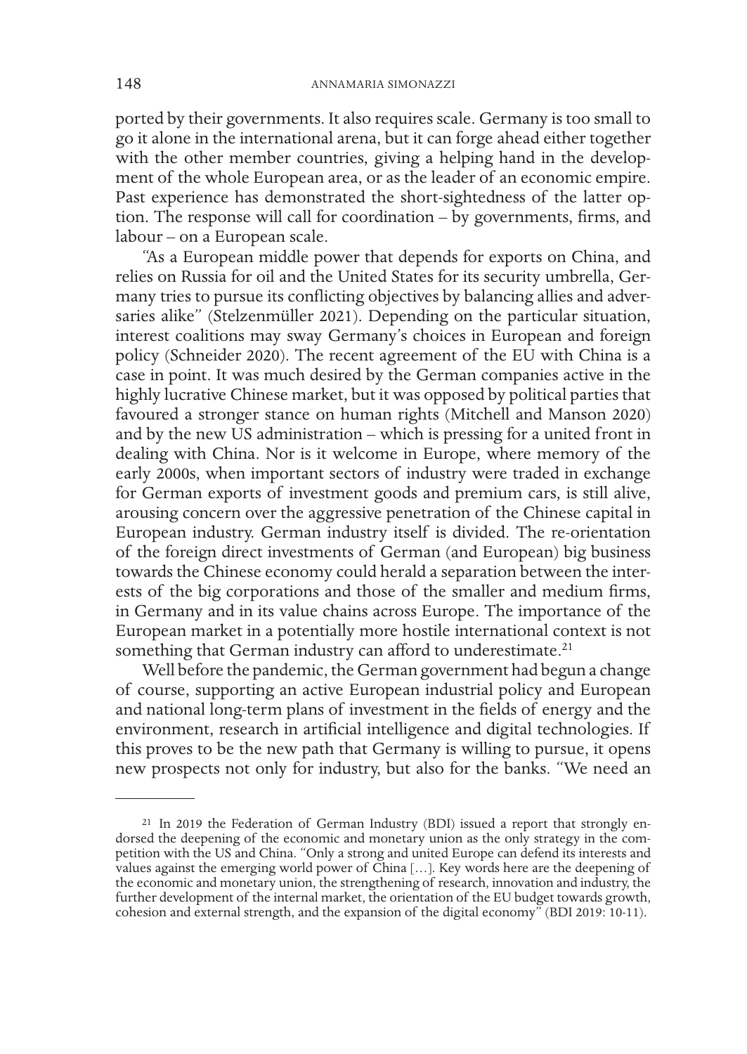ported by their governments. It also requires scale. Germany is too small to go it alone in the international arena, but it can forge ahead either together with the other member countries, giving a helping hand in the development of the whole European area, or as the leader of an economic empire. Past experience has demonstrated the short-sightedness of the latter option. The response will call for coordination – by governments, firms, and labour – on a European scale.

"As a European middle power that depends for exports on China, and relies on Russia for oil and the United States for its security umbrella, Germany tries to pursue its conflicting objectives by balancing allies and adversaries alike" (Stelzenmüller 2021). Depending on the particular situation, interest coalitions may sway Germany's choices in European and foreign policy (Schneider 2020). The recent agreement of the EU with China is a case in point. It was much desired by the German companies active in the highly lucrative Chinese market, but it was opposed by political parties that favoured a stronger stance on human rights (Mitchell and Manson 2020) and by the new US administration – which is pressing for a united front in dealing with China. Nor is it welcome in Europe, where memory of the early 2000s, when important sectors of industry were traded in exchange for German exports of investment goods and premium cars, is still alive, arousing concern over the aggressive penetration of the Chinese capital in European industry. German industry itself is divided. The re-orientation of the foreign direct investments of German (and European) big business towards the Chinese economy could herald a separation between the interests of the big corporations and those of the smaller and medium firms, in Germany and in its value chains across Europe. The importance of the European market in a potentially more hostile international context is not something that German industry can afford to underestimate.[21]

Well before the pandemic, the German government had begun a change of course, supporting an active European industrial policy and European and national long-term plans of investment in the fields of energy and the environment, research in artificial intelligence and digital technologies. If this proves to be the new path that Germany is willing to pursue, it opens new prospects not only for industry, but also for the banks. "We need an

---

[21] In 2019 the Federation of German Industry (BDI) issued a report that strongly endorsed the deepening of the economic and monetary union as the only strategy in the competition with the US and China. "Only a strong and united Europe can defend its interests and values against the emerging world power of China […]. Key words here are the deepening of the economic and monetary union, the strengthening of research, innovation and industry, the further development of the internal market, the orientation of the EU budget towards growth, cohesion and external strength, and the expansion of the digital economy" (BDI 2019: 10-11).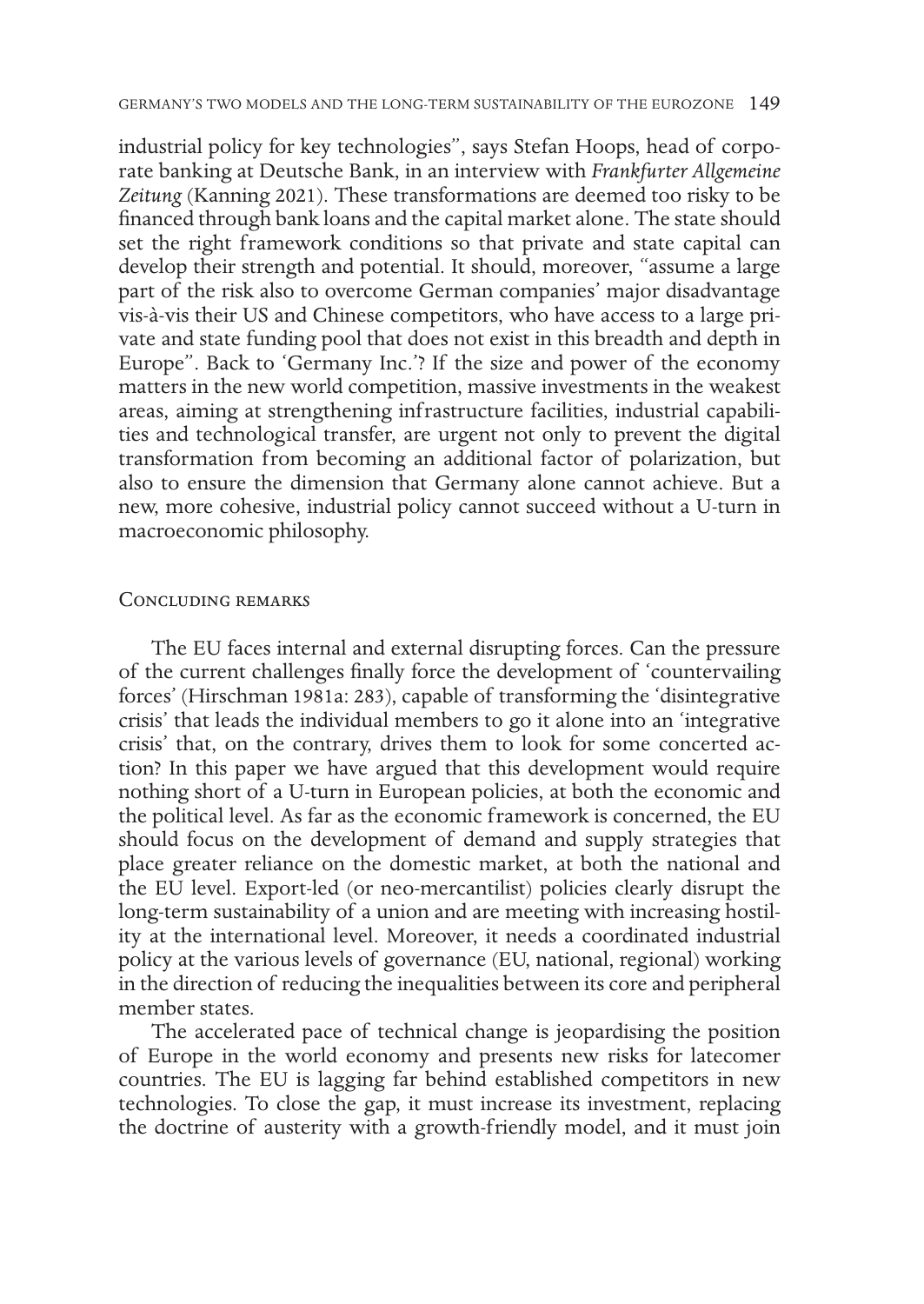industrial policy for key technologies", says Stefan Hoops, head of corporate banking at Deutsche Bank, in an interview with *Frankfurter Allgemeine Zeitung* (Kanning 2021). These transformations are deemed too risky to be financed through bank loans and the capital market alone. The state should set the right framework conditions so that private and state capital can develop their strength and potential. It should, moreover, "assume a large part of the risk also to overcome German companies' major disadvantage vis-à-vis their US and Chinese competitors, who have access to a large private and state funding pool that does not exist in this breadth and depth in Europe". Back to 'Germany Inc.'? If the size and power of the economy matters in the new world competition, massive investments in the weakest areas, aiming at strengthening infrastructure facilities, industrial capabilities and technological transfer, are urgent not only to prevent the digital transformation from becoming an additional factor of polarization, but also to ensure the dimension that Germany alone cannot achieve. But a new, more cohesive, industrial policy cannot succeed without a U-turn in macroeconomic philosophy.

## Concluding remarks

The EU faces internal and external disrupting forces. Can the pressure of the current challenges finally force the development of 'countervailing forces' (Hirschman 1981a: 283), capable of transforming the 'disintegrative crisis' that leads the individual members to go it alone into an 'integrative crisis' that, on the contrary, drives them to look for some concerted action? In this paper we have argued that this development would require nothing short of a U-turn in European policies, at both the economic and the political level. As far as the economic framework is concerned, the EU should focus on the development of demand and supply strategies that place greater reliance on the domestic market, at both the national and the EU level. Export-led (or neo-mercantilist) policies clearly disrupt the long-term sustainability of a union and are meeting with increasing hostility at the international level. Moreover, it needs a coordinated industrial policy at the various levels of governance (EU, national, regional) working in the direction of reducing the inequalities between its core and peripheral member states.

The accelerated pace of technical change is jeopardising the position of Europe in the world economy and presents new risks for latecomer countries. The EU is lagging far behind established competitors in new technologies. To close the gap, it must increase its investment, replacing the doctrine of austerity with a growth-friendly model, and it must join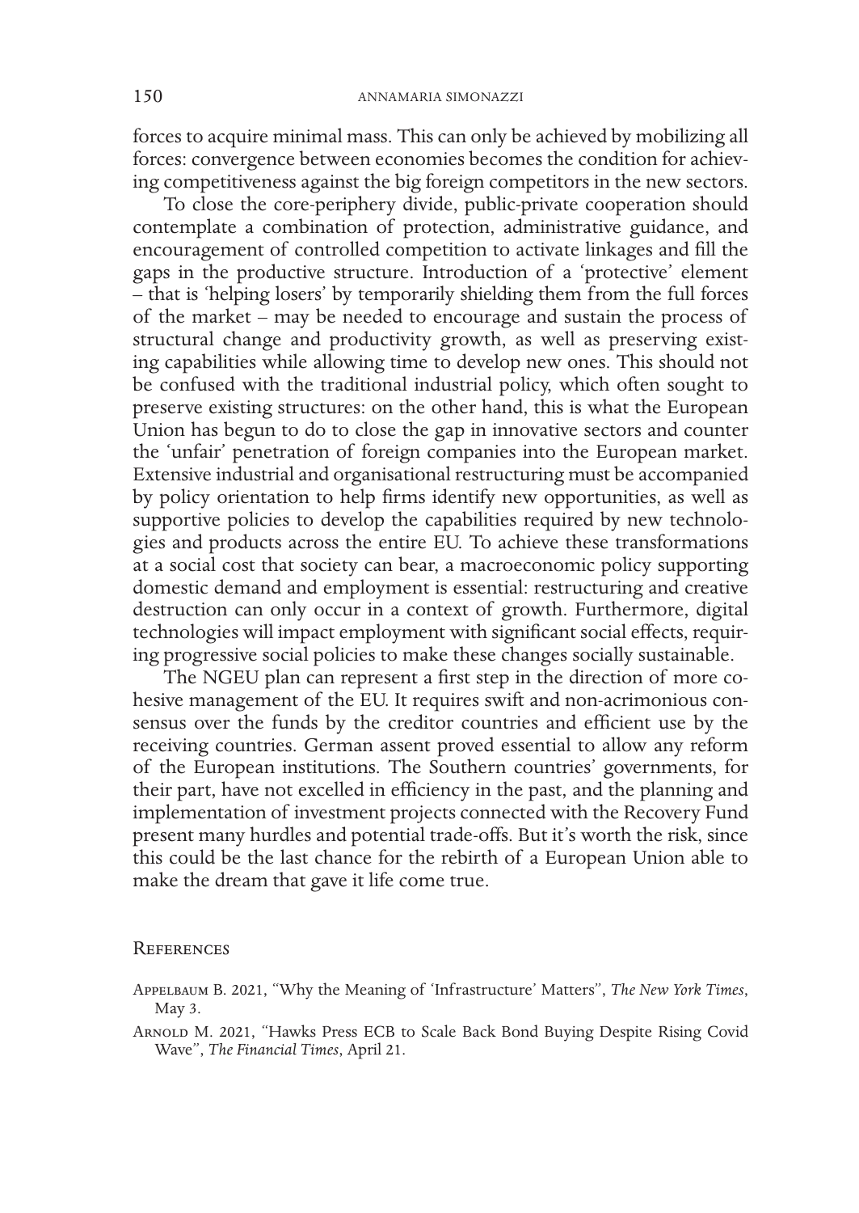forces to acquire minimal mass. This can only be achieved by mobilizing all forces: convergence between economies becomes the condition for achieving competitiveness against the big foreign competitors in the new sectors.

To close the core-periphery divide, public-private cooperation should contemplate a combination of protection, administrative guidance, and encouragement of controlled competition to activate linkages and fill the gaps in the productive structure. Introduction of a 'protective' element – that is 'helping losers' by temporarily shielding them from the full forces of the market – may be needed to encourage and sustain the process of structural change and productivity growth, as well as preserving existing capabilities while allowing time to develop new ones. This should not be confused with the traditional industrial policy, which often sought to preserve existing structures: on the other hand, this is what the European Union has begun to do to close the gap in innovative sectors and counter the 'unfair' penetration of foreign companies into the European market. Extensive industrial and organisational restructuring must be accompanied by policy orientation to help firms identify new opportunities, as well as supportive policies to develop the capabilities required by new technologies and products across the entire EU. To achieve these transformations at a social cost that society can bear, a macroeconomic policy supporting domestic demand and employment is essential: restructuring and creative destruction can only occur in a context of growth. Furthermore, digital technologies will impact employment with significant social effects, requiring progressive social policies to make these changes socially sustainable.

The NGEU plan can represent a first step in the direction of more cohesive management of the EU. It requires swift and non-acrimonious consensus over the funds by the creditor countries and efficient use by the receiving countries. German assent proved essential to allow any reform of the European institutions. The Southern countries' governments, for their part, have not excelled in efficiency in the past, and the planning and implementation of investment projects connected with the Recovery Fund present many hurdles and potential trade-offs. But it's worth the risk, since this could be the last chance for the rebirth of a European Union able to make the dream that gave it life come true.

## References

Appelbaum B. 2021, "Why the Meaning of 'Infrastructure' Matters", *The New York Times*, May 3.

Arnold M. 2021, "Hawks Press ECB to Scale Back Bond Buying Despite Rising Covid Wave", *The Financial Times*, April 21.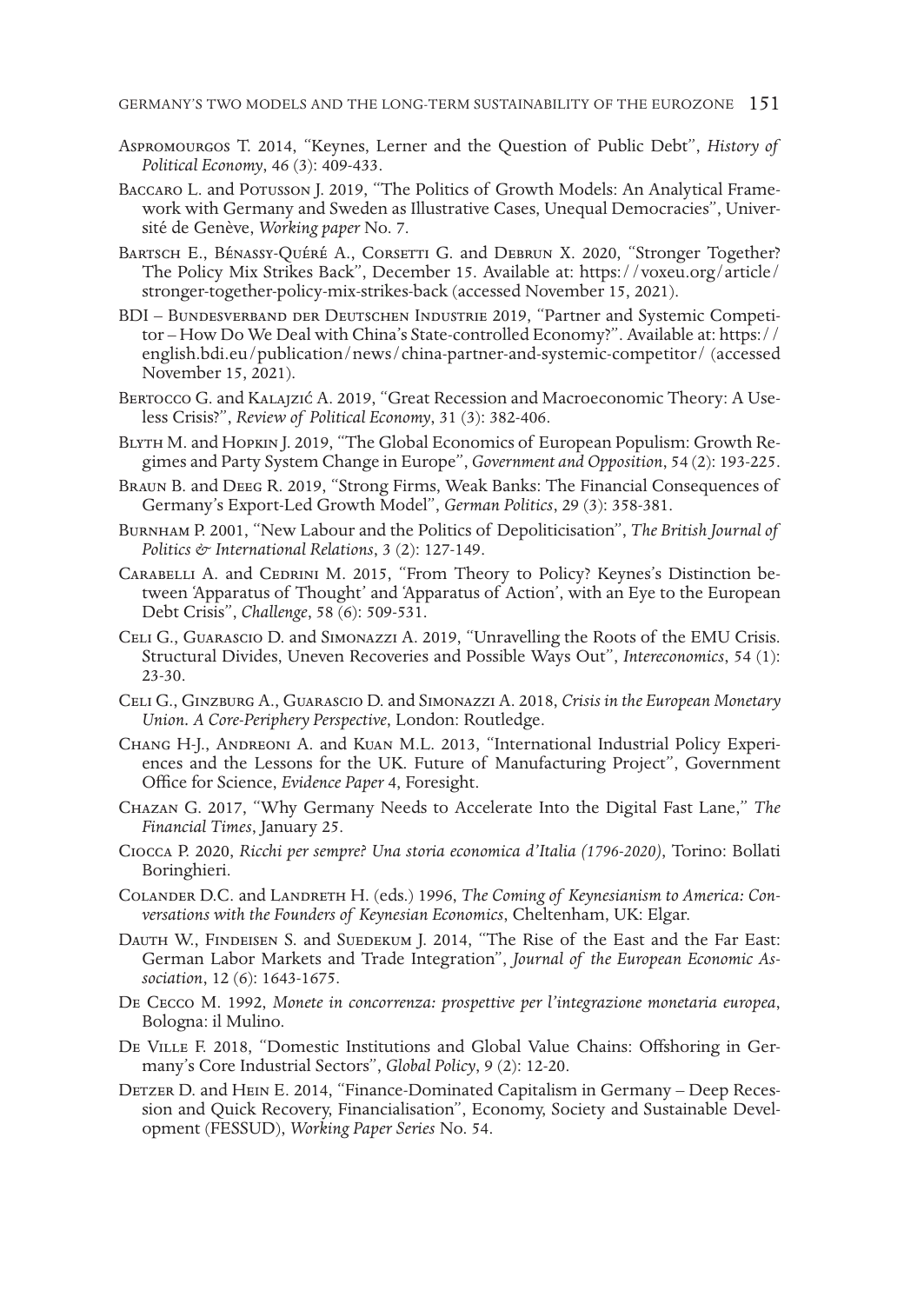Aspromourgos T. 2014, "Keynes, Lerner and the Question of Public Debt", *History of Political Economy*, 46 (3): 409-433.

Baccaro L. and Potusson J. 2019, "The Politics of Growth Models: An Analytical Framework with Germany and Sweden as Illustrative Cases, Unequal Democracies", Université de Genève, *Working paper* No. 7.

Bartsch E., Bénassy-Quéré A., Corsetti G. and Debrun X. 2020, "Stronger Together? The Policy Mix Strikes Back", December 15. Available at: https://voxeu.org/article/stronger-together-policy-mix-strikes-back (accessed November 15, 2021).

BDI – Bundesverband der Deutschen Industrie 2019, "Partner and Systemic Competitor – How Do We Deal with China's State-controlled Economy?". Available at: https://english.bdi.eu/publication/news/china-partner-and-systemic-competitor/ (accessed November 15, 2021).

Bertocco G. and Kalajzić A. 2019, "Great Recession and Macroeconomic Theory: A Useless Crisis?", *Review of Political Economy*, 31 (3): 382-406.

Blyth M. and Hopkin J. 2019, "The Global Economics of European Populism: Growth Regimes and Party System Change in Europe", *Government and Opposition*, 54 (2): 193-225.

Braun B. and Deeg R. 2019, "Strong Firms, Weak Banks: The Financial Consequences of Germany's Export-Led Growth Model", *German Politics*, 29 (3): 358-381.

Burnham P. 2001, "New Labour and the Politics of Depoliticisation", *The British Journal of Politics & International Relations*, 3 (2): 127-149.

Carabelli A. and Cedrini M. 2015, "From Theory to Policy? Keynes's Distinction between 'Apparatus of Thought' and 'Apparatus of Action', with an Eye to the European Debt Crisis", *Challenge*, 58 (6): 509-531.

Celi G., Guarascio D. and Simonazzi A. 2019, "Unravelling the Roots of the EMU Crisis. Structural Divides, Uneven Recoveries and Possible Ways Out", *Intereconomics*, 54 (1): 23-30.

Celi G., Ginzburg A., Guarascio D. and Simonazzi A. 2018, *Crisis in the European Monetary Union. A Core-Periphery Perspective*, London: Routledge.

Chang H-J., Andreoni A. and Kuan M.L. 2013, "International Industrial Policy Experiences and the Lessons for the UK. Future of Manufacturing Project", Government Office for Science, *Evidence Paper* 4, Foresight.

Chazan G. 2017, "Why Germany Needs to Accelerate Into the Digital Fast Lane," *The Financial Times*, January 25.

Ciocca P. 2020, *Ricchi per sempre? Una storia economica d'Italia (1796-2020)*, Torino: Bollati Boringhieri.

Colander D.C. and Landreth H. (eds.) 1996, *The Coming of Keynesianism to America: Conversations with the Founders of Keynesian Economics*, Cheltenham, UK: Elgar.

Dauth W., Findeisen S. and Suedekum J. 2014, "The Rise of the East and the Far East: German Labor Markets and Trade Integration", *Journal of the European Economic Association*, 12 (6): 1643-1675.

De Cecco M. 1992, *Monete in concorrenza: prospettive per l'integrazione monetaria europea*, Bologna: il Mulino.

De Ville F. 2018, "Domestic Institutions and Global Value Chains: Offshoring in Germany's Core Industrial Sectors", *Global Policy*, 9 (2): 12-20.

Detzer D. and Hein E. 2014, "Finance-Dominated Capitalism in Germany – Deep Recession and Quick Recovery, Financialisation", Economy, Society and Sustainable Development (FESSUD), *Working Paper Series* No. 54.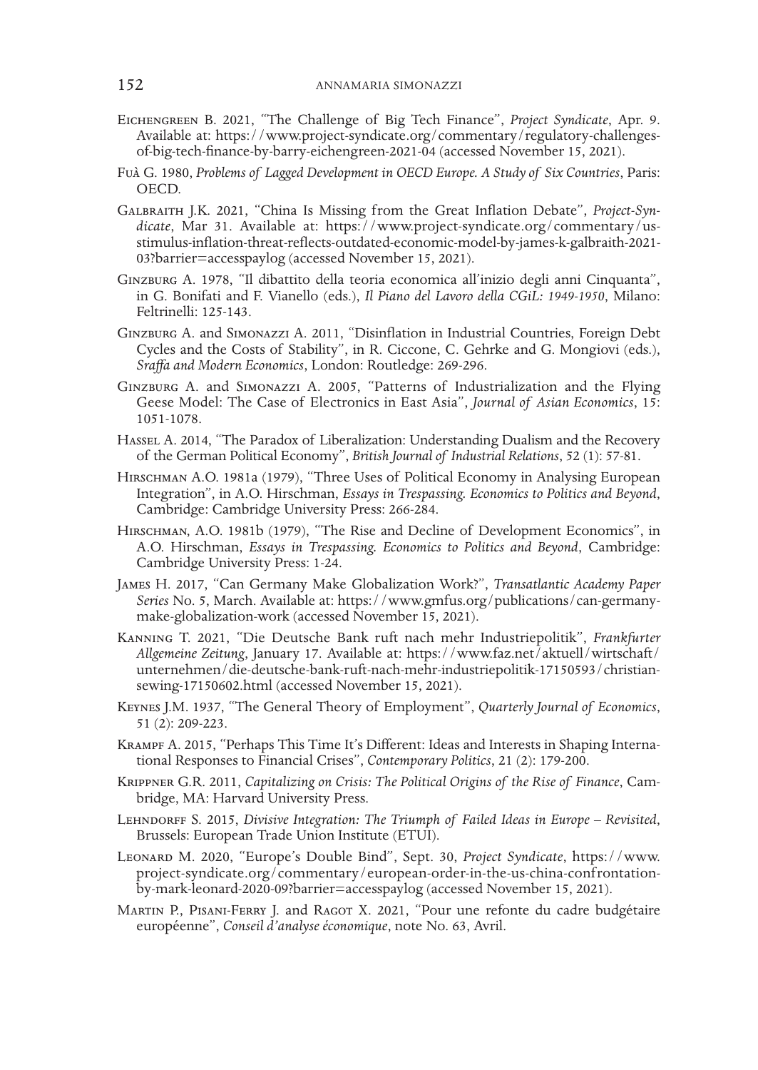Eichengreen B. 2021, "The Challenge of Big Tech Finance", *Project Syndicate*, Apr. 9. Available at: https://www.project-syndicate.org/commentary/regulatory-challenges-of-big-tech-finance-by-barry-eichengreen-2021-04 (accessed November 15, 2021).

Fuà G. 1980, *Problems of Lagged Development in OECD Europe. A Study of Six Countries*, Paris: OECD.

Galbraith J.K. 2021, "China Is Missing from the Great Inflation Debate", *Project-Syndicate*, Mar 31. Available at: https://www.project-syndicate.org/commentary/us-stimulus-inflation-threat-reflects-outdated-economic-model-by-james-k-galbraith-2021-03?barrier=accesspaylog (accessed November 15, 2021).

Ginzburg A. 1978, "Il dibattito della teoria economica all'inizio degli anni Cinquanta", in G. Bonifati and F. Vianello (eds.), *Il Piano del Lavoro della CGiL: 1949-1950*, Milano: Feltrinelli: 125-143.

Ginzburg A. and Simonazzi A. 2011, "Disinflation in Industrial Countries, Foreign Debt Cycles and the Costs of Stability", in R. Ciccone, C. Gehrke and G. Mongiovi (eds.), *Sraffa and Modern Economics*, London: Routledge: 269-296.

Ginzburg A. and Simonazzi A. 2005, "Patterns of Industrialization and the Flying Geese Model: The Case of Electronics in East Asia", *Journal of Asian Economics*, 15: 1051-1078.

Hassel A. 2014, "The Paradox of Liberalization: Understanding Dualism and the Recovery of the German Political Economy", *British Journal of Industrial Relations*, 52 (1): 57-81.

Hirschman A.O. 1981a (1979), "Three Uses of Political Economy in Analysing European Integration", in A.O. Hirschman, *Essays in Trespassing. Economics to Politics and Beyond*, Cambridge: Cambridge University Press: 266-284.

Hirschman, A.O. 1981b (1979), "The Rise and Decline of Development Economics", in A.O. Hirschman, *Essays in Trespassing. Economics to Politics and Beyond*, Cambridge: Cambridge University Press: 1-24.

James H. 2017, "Can Germany Make Globalization Work?", *Transatlantic Academy Paper Series* No. 5, March. Available at: https://www.gmfus.org/publications/can-germany-make-globalization-work (accessed November 15, 2021).

Kanning T. 2021, "Die Deutsche Bank ruft nach mehr Industriepolitik", *Frankfurter Allgemeine Zeitung*, January 17. Available at: https://www.faz.net/aktuell/wirtschaft/unternehmen/die-deutsche-bank-ruft-nach-mehr-industriepolitik-17150593/christian-sewing-17150602.html (accessed November 15, 2021).

Keynes J.M. 1937, "The General Theory of Employment", *Quarterly Journal of Economics*, 51 (2): 209-223.

Krampf A. 2015, "Perhaps This Time It's Different: Ideas and Interests in Shaping International Responses to Financial Crises", *Contemporary Politics*, 21 (2): 179-200.

Krippner G.R. 2011, *Capitalizing on Crisis: The Political Origins of the Rise of Finance*, Cambridge, MA: Harvard University Press.

Lehndorff S. 2015, *Divisive Integration: The Triumph of Failed Ideas in Europe – Revisited*, Brussels: European Trade Union Institute (ETUI).

Leonard M. 2020, "Europe's Double Bind", Sept. 30, *Project Syndicate*, https://www.project-syndicate.org/commentary/european-order-in-the-us-china-confrontation-by-mark-leonard-2020-09?barrier=accesspaylog (accessed November 15, 2021).

Martin P., Pisani-Ferry J. and Ragot X. 2021, "Pour une refonte du cadre budgétaire européenne", *Conseil d'analyse économique*, note No. 63, Avril.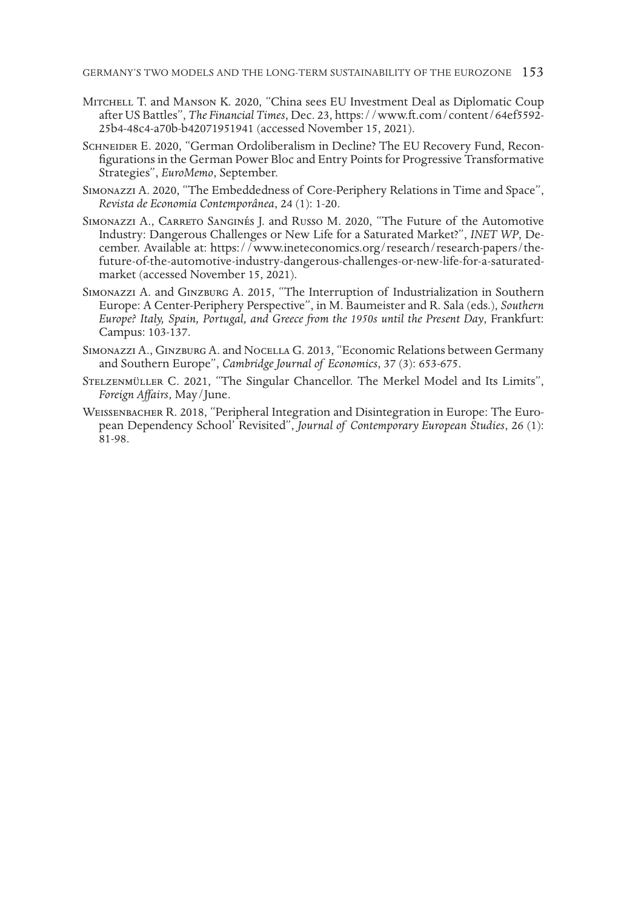Mitchell T. and Manson K. 2020, "China sees EU Investment Deal as Diplomatic Coup after US Battles", *The Financial Times*, Dec. 23, https://www.ft.com/content/64ef5592-25b4-48c4-a70b-b42071951941 (accessed November 15, 2021).

Schneider E. 2020, "German Ordoliberalism in Decline? The EU Recovery Fund, Reconfigurations in the German Power Bloc and Entry Points for Progressive Transformative Strategies", *EuroMemo*, September.

Simonazzi A. 2020, "The Embeddedness of Core-Periphery Relations in Time and Space", *Revista de Economia Contemporânea*, 24 (1): 1-20.

Simonazzi A., Carreto Sanginés J. and Russo M. 2020, "The Future of the Automotive Industry: Dangerous Challenges or New Life for a Saturated Market?", *INET WP*, December. Available at: https://www.ineteconomics.org/research/research-papers/the-future-of-the-automotive-industry-dangerous-challenges-or-new-life-for-a-saturated-market (accessed November 15, 2021).

Simonazzi A. and Ginzburg A. 2015, "The Interruption of Industrialization in Southern Europe: A Center-Periphery Perspective", in M. Baumeister and R. Sala (eds.), *Southern Europe? Italy, Spain, Portugal, and Greece from the 1950s until the Present Day*, Frankfurt: Campus: 103-137.

Simonazzi A., Ginzburg A. and Nocella G. 2013, "Economic Relations between Germany and Southern Europe", *Cambridge Journal of Economics*, 37 (3): 653-675.

Stelzenmüller C. 2021, "The Singular Chancellor. The Merkel Model and Its Limits", *Foreign Affairs*, May/June.

Weissenbacher R. 2018, "Peripheral Integration and Disintegration in Europe: The European Dependency School' Revisited", *Journal of Contemporary European Studies*, 26 (1): 81-98.